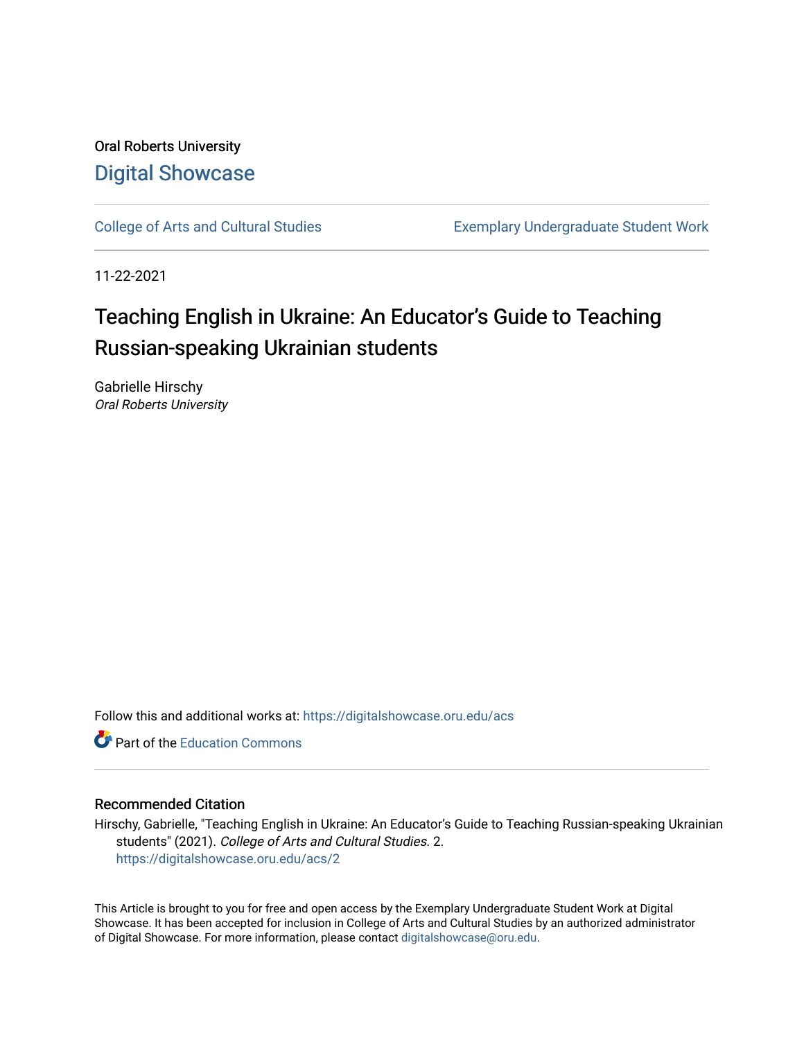Oral Roberts University

## Digital Showcase

College of Arts and Cultural Studies | Exemplary Undergraduate Student Work

11-22-2021

# Teaching English in Ukraine: An Educator's Guide to Teaching Russian-speaking Ukrainian students

Gabrielle Hirschy
*Oral Roberts University*

Follow this and additional works at: https://digitalshowcase.oru.edu/acs

Part of the Education Commons

### Recommended Citation

Hirschy, Gabrielle, "Teaching English in Ukraine: An Educator's Guide to Teaching Russian-speaking Ukrainian students" (2021). *College of Arts and Cultural Studies*. 2.
https://digitalshowcase.oru.edu/acs/2

This Article is brought to you for free and open access by the Exemplary Undergraduate Student Work at Digital Showcase. It has been accepted for inclusion in College of Arts and Cultural Studies by an authorized administrator of Digital Showcase. For more information, please contact digitalshowcase@oru.edu.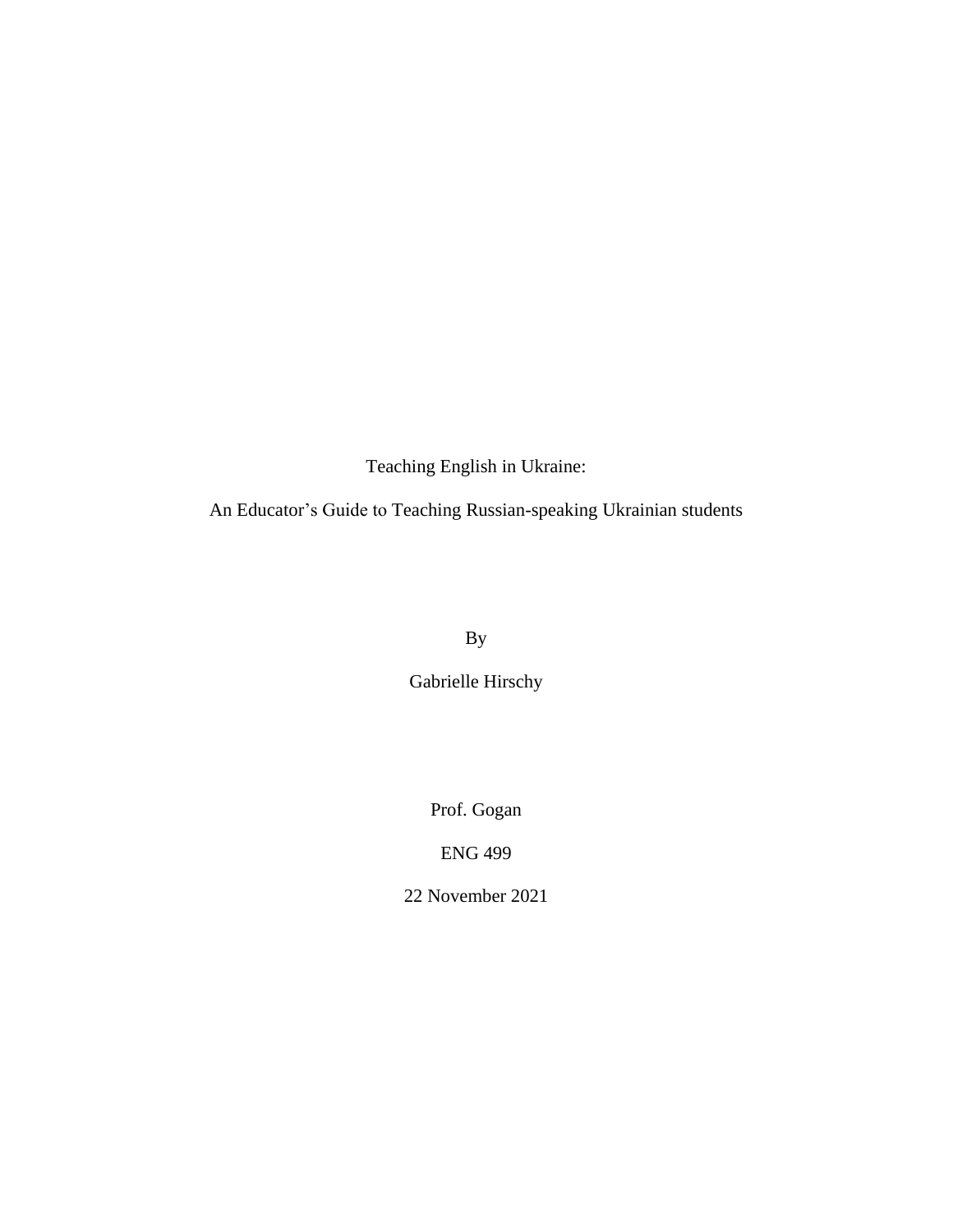Teaching English in Ukraine:

An Educator's Guide to Teaching Russian-speaking Ukrainian students

By

Gabrielle Hirschy

Prof. Gogan

ENG 499

22 November 2021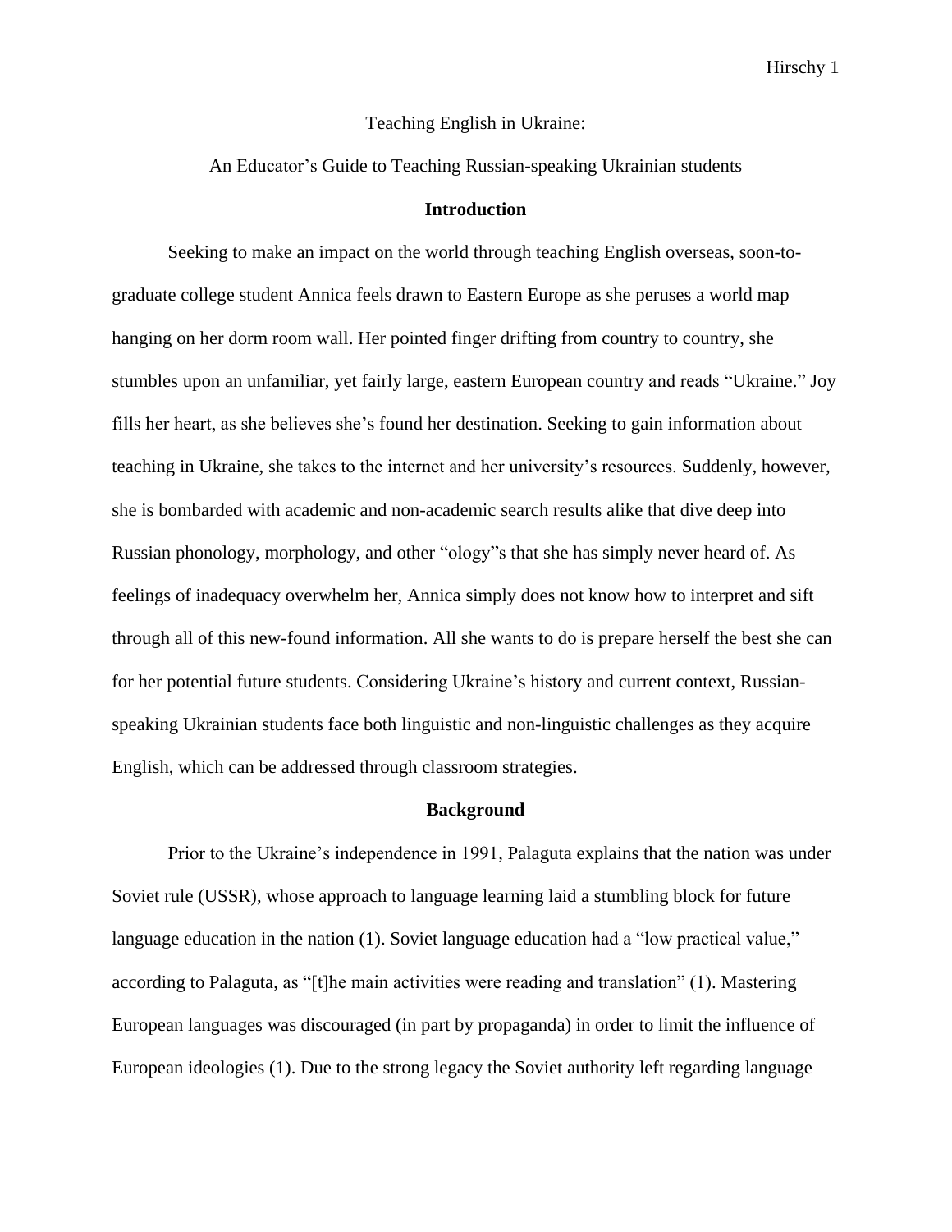Teaching English in Ukraine:

An Educator's Guide to Teaching Russian-speaking Ukrainian students

## Introduction

Seeking to make an impact on the world through teaching English overseas, soon-to-graduate college student Annica feels drawn to Eastern Europe as she peruses a world map hanging on her dorm room wall. Her pointed finger drifting from country to country, she stumbles upon an unfamiliar, yet fairly large, eastern European country and reads "Ukraine." Joy fills her heart, as she believes she's found her destination. Seeking to gain information about teaching in Ukraine, she takes to the internet and her university's resources. Suddenly, however, she is bombarded with academic and non-academic search results alike that dive deep into Russian phonology, morphology, and other "ology"s that she has simply never heard of. As feelings of inadequacy overwhelm her, Annica simply does not know how to interpret and sift through all of this new-found information. All she wants to do is prepare herself the best she can for her potential future students. Considering Ukraine's history and current context, Russian-speaking Ukrainian students face both linguistic and non-linguistic challenges as they acquire English, which can be addressed through classroom strategies.

## Background

Prior to the Ukraine's independence in 1991, Palaguta explains that the nation was under Soviet rule (USSR), whose approach to language learning laid a stumbling block for future language education in the nation (1). Soviet language education had a "low practical value," according to Palaguta, as "[t]he main activities were reading and translation" (1). Mastering European languages was discouraged (in part by propaganda) in order to limit the influence of European ideologies (1). Due to the strong legacy the Soviet authority left regarding language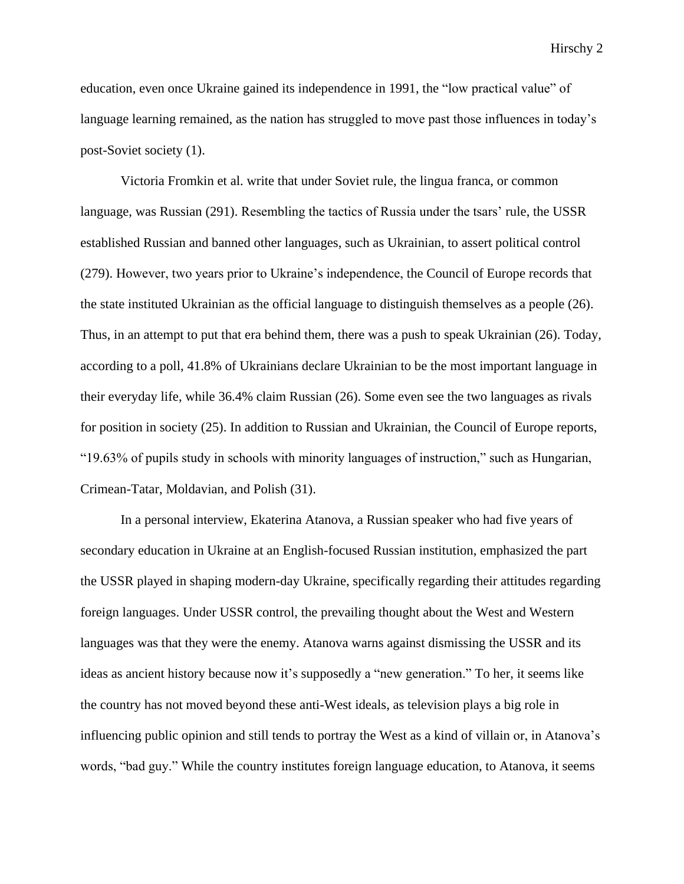education, even once Ukraine gained its independence in 1991, the "low practical value" of language learning remained, as the nation has struggled to move past those influences in today's post-Soviet society (1).

Victoria Fromkin et al. write that under Soviet rule, the lingua franca, or common language, was Russian (291). Resembling the tactics of Russia under the tsars' rule, the USSR established Russian and banned other languages, such as Ukrainian, to assert political control (279). However, two years prior to Ukraine's independence, the Council of Europe records that the state instituted Ukrainian as the official language to distinguish themselves as a people (26). Thus, in an attempt to put that era behind them, there was a push to speak Ukrainian (26). Today, according to a poll, 41.8% of Ukrainians declare Ukrainian to be the most important language in their everyday life, while 36.4% claim Russian (26). Some even see the two languages as rivals for position in society (25). In addition to Russian and Ukrainian, the Council of Europe reports, "19.63% of pupils study in schools with minority languages of instruction," such as Hungarian, Crimean-Tatar, Moldavian, and Polish (31).

In a personal interview, Ekaterina Atanova, a Russian speaker who had five years of secondary education in Ukraine at an English-focused Russian institution, emphasized the part the USSR played in shaping modern-day Ukraine, specifically regarding their attitudes regarding foreign languages. Under USSR control, the prevailing thought about the West and Western languages was that they were the enemy. Atanova warns against dismissing the USSR and its ideas as ancient history because now it's supposedly a "new generation." To her, it seems like the country has not moved beyond these anti-West ideals, as television plays a big role in influencing public opinion and still tends to portray the West as a kind of villain or, in Atanova's words, "bad guy." While the country institutes foreign language education, to Atanova, it seems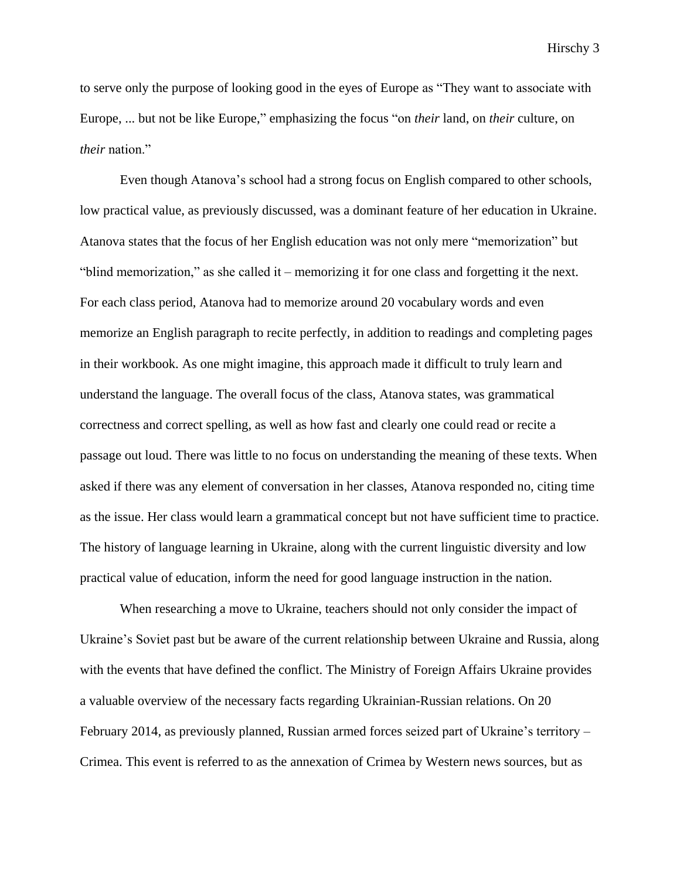to serve only the purpose of looking good in the eyes of Europe as "They want to associate with Europe, ... but not be like Europe," emphasizing the focus "on *their* land, on *their* culture, on *their* nation."

Even though Atanova's school had a strong focus on English compared to other schools, low practical value, as previously discussed, was a dominant feature of her education in Ukraine. Atanova states that the focus of her English education was not only mere "memorization" but "blind memorization," as she called it – memorizing it for one class and forgetting it the next. For each class period, Atanova had to memorize around 20 vocabulary words and even memorize an English paragraph to recite perfectly, in addition to readings and completing pages in their workbook. As one might imagine, this approach made it difficult to truly learn and understand the language. The overall focus of the class, Atanova states, was grammatical correctness and correct spelling, as well as how fast and clearly one could read or recite a passage out loud. There was little to no focus on understanding the meaning of these texts. When asked if there was any element of conversation in her classes, Atanova responded no, citing time as the issue. Her class would learn a grammatical concept but not have sufficient time to practice. The history of language learning in Ukraine, along with the current linguistic diversity and low practical value of education, inform the need for good language instruction in the nation.

When researching a move to Ukraine, teachers should not only consider the impact of Ukraine's Soviet past but be aware of the current relationship between Ukraine and Russia, along with the events that have defined the conflict. The Ministry of Foreign Affairs Ukraine provides a valuable overview of the necessary facts regarding Ukrainian-Russian relations. On 20 February 2014, as previously planned, Russian armed forces seized part of Ukraine's territory – Crimea. This event is referred to as the annexation of Crimea by Western news sources, but as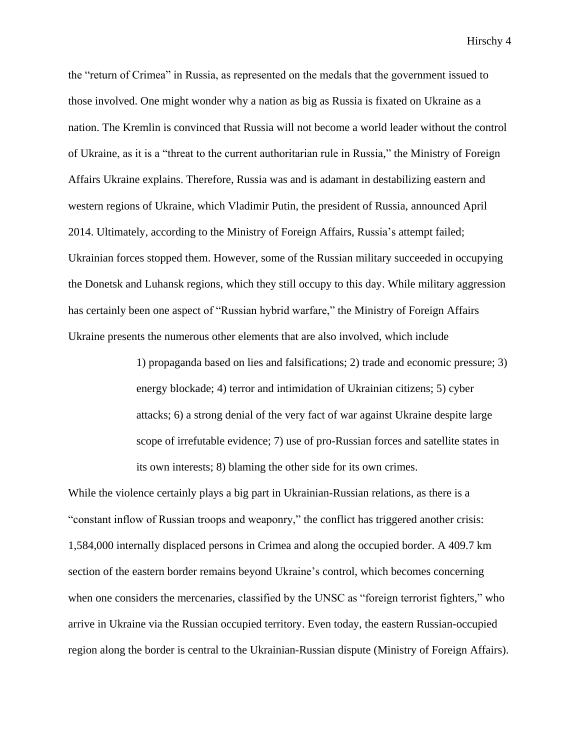the “return of Crimea” in Russia, as represented on the medals that the government issued to those involved. One might wonder why a nation as big as Russia is fixated on Ukraine as a nation. The Kremlin is convinced that Russia will not become a world leader without the control of Ukraine, as it is a “threat to the current authoritarian rule in Russia,” the Ministry of Foreign Affairs Ukraine explains. Therefore, Russia was and is adamant in destabilizing eastern and western regions of Ukraine, which Vladimir Putin, the president of Russia, announced April 2014. Ultimately, according to the Ministry of Foreign Affairs, Russia’s attempt failed; Ukrainian forces stopped them. However, some of the Russian military succeeded in occupying the Donetsk and Luhansk regions, which they still occupy to this day. While military aggression has certainly been one aspect of “Russian hybrid warfare,” the Ministry of Foreign Affairs Ukraine presents the numerous other elements that are also involved, which include

> 1) propaganda based on lies and falsifications; 2) trade and economic pressure; 3) energy blockade; 4) terror and intimidation of Ukrainian citizens; 5) cyber attacks; 6) a strong denial of the very fact of war against Ukraine despite large scope of irrefutable evidence; 7) use of pro-Russian forces and satellite states in its own interests; 8) blaming the other side for its own crimes.

While the violence certainly plays a big part in Ukrainian-Russian relations, as there is a “constant inflow of Russian troops and weaponry,” the conflict has triggered another crisis: 1,584,000 internally displaced persons in Crimea and along the occupied border. A 409.7 km section of the eastern border remains beyond Ukraine’s control, which becomes concerning when one considers the mercenaries, classified by the UNSC as “foreign terrorist fighters,” who arrive in Ukraine via the Russian occupied territory. Even today, the eastern Russian-occupied region along the border is central to the Ukrainian-Russian dispute (Ministry of Foreign Affairs).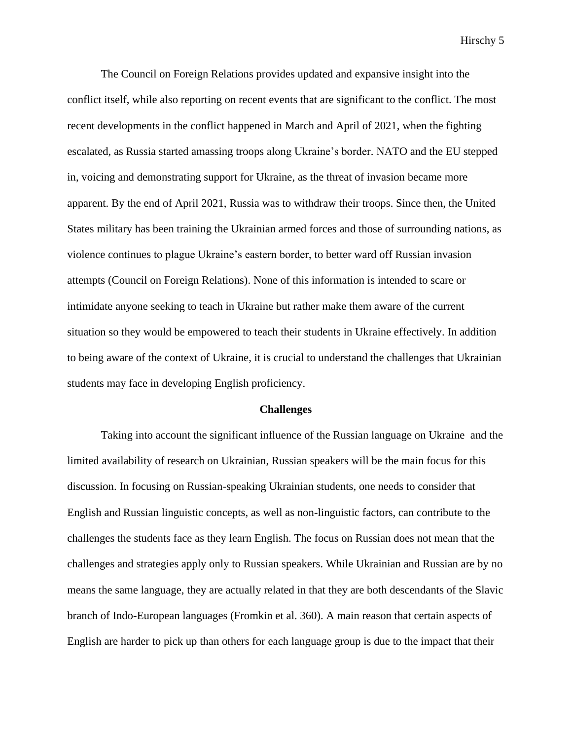The Council on Foreign Relations provides updated and expansive insight into the conflict itself, while also reporting on recent events that are significant to the conflict. The most recent developments in the conflict happened in March and April of 2021, when the fighting escalated, as Russia started amassing troops along Ukraine's border. NATO and the EU stepped in, voicing and demonstrating support for Ukraine, as the threat of invasion became more apparent. By the end of April 2021, Russia was to withdraw their troops. Since then, the United States military has been training the Ukrainian armed forces and those of surrounding nations, as violence continues to plague Ukraine's eastern border, to better ward off Russian invasion attempts (Council on Foreign Relations). None of this information is intended to scare or intimidate anyone seeking to teach in Ukraine but rather make them aware of the current situation so they would be empowered to teach their students in Ukraine effectively. In addition to being aware of the context of Ukraine, it is crucial to understand the challenges that Ukrainian students may face in developing English proficiency.

## Challenges

Taking into account the significant influence of the Russian language on Ukraine and the limited availability of research on Ukrainian, Russian speakers will be the main focus for this discussion. In focusing on Russian-speaking Ukrainian students, one needs to consider that English and Russian linguistic concepts, as well as non-linguistic factors, can contribute to the challenges the students face as they learn English. The focus on Russian does not mean that the challenges and strategies apply only to Russian speakers. While Ukrainian and Russian are by no means the same language, they are actually related in that they are both descendants of the Slavic branch of Indo-European languages (Fromkin et al. 360). A main reason that certain aspects of English are harder to pick up than others for each language group is due to the impact that their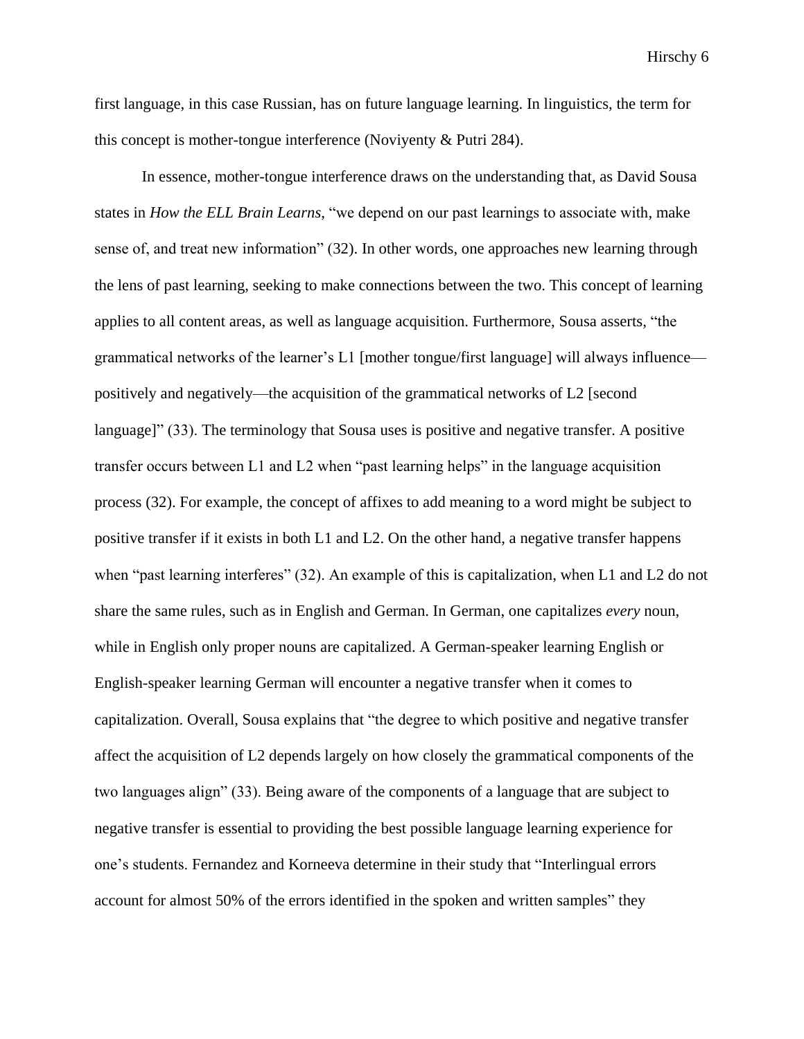first language, in this case Russian, has on future language learning. In linguistics, the term for this concept is mother-tongue interference (Noviyenty & Putri 284).

In essence, mother-tongue interference draws on the understanding that, as David Sousa states in *How the ELL Brain Learns*, "we depend on our past learnings to associate with, make sense of, and treat new information" (32). In other words, one approaches new learning through the lens of past learning, seeking to make connections between the two. This concept of learning applies to all content areas, as well as language acquisition. Furthermore, Sousa asserts, "the grammatical networks of the learner's L1 [mother tongue/first language] will always influence—positively and negatively—the acquisition of the grammatical networks of L2 [second language]" (33). The terminology that Sousa uses is positive and negative transfer. A positive transfer occurs between L1 and L2 when "past learning helps" in the language acquisition process (32). For example, the concept of affixes to add meaning to a word might be subject to positive transfer if it exists in both L1 and L2. On the other hand, a negative transfer happens when "past learning interferes" (32). An example of this is capitalization, when L1 and L2 do not share the same rules, such as in English and German. In German, one capitalizes *every* noun, while in English only proper nouns are capitalized. A German-speaker learning English or English-speaker learning German will encounter a negative transfer when it comes to capitalization. Overall, Sousa explains that "the degree to which positive and negative transfer affect the acquisition of L2 depends largely on how closely the grammatical components of the two languages align" (33). Being aware of the components of a language that are subject to negative transfer is essential to providing the best possible language learning experience for one's students. Fernandez and Korneeva determine in their study that "Interlingual errors account for almost 50% of the errors identified in the spoken and written samples" they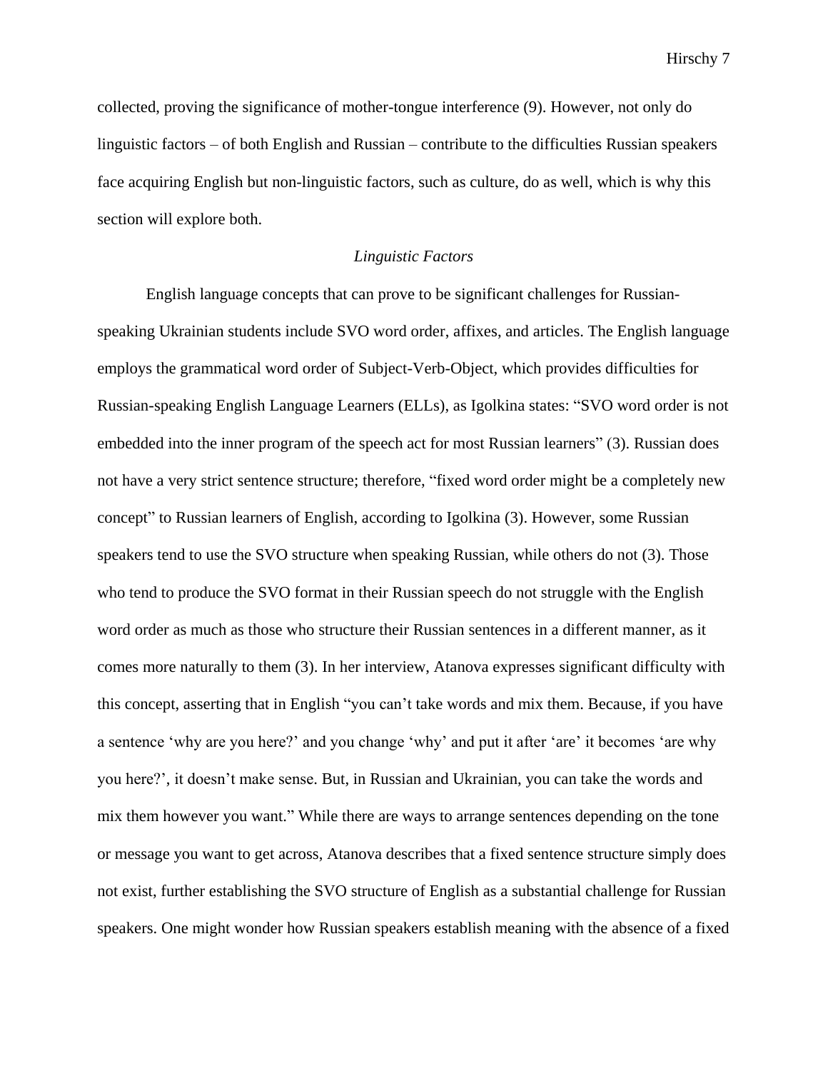collected, proving the significance of mother-tongue interference (9). However, not only do linguistic factors – of both English and Russian – contribute to the difficulties Russian speakers face acquiring English but non-linguistic factors, such as culture, do as well, which is why this section will explore both.

### *Linguistic Factors*

English language concepts that can prove to be significant challenges for Russian-speaking Ukrainian students include SVO word order, affixes, and articles. The English language employs the grammatical word order of Subject-Verb-Object, which provides difficulties for Russian-speaking English Language Learners (ELLs), as Igolkina states: "SVO word order is not embedded into the inner program of the speech act for most Russian learners" (3). Russian does not have a very strict sentence structure; therefore, "fixed word order might be a completely new concept" to Russian learners of English, according to Igolkina (3). However, some Russian speakers tend to use the SVO structure when speaking Russian, while others do not (3). Those who tend to produce the SVO format in their Russian speech do not struggle with the English word order as much as those who structure their Russian sentences in a different manner, as it comes more naturally to them (3). In her interview, Atanova expresses significant difficulty with this concept, asserting that in English "you can't take words and mix them. Because, if you have a sentence 'why are you here?' and you change 'why' and put it after 'are' it becomes 'are why you here?', it doesn't make sense. But, in Russian and Ukrainian, you can take the words and mix them however you want." While there are ways to arrange sentences depending on the tone or message you want to get across, Atanova describes that a fixed sentence structure simply does not exist, further establishing the SVO structure of English as a substantial challenge for Russian speakers. One might wonder how Russian speakers establish meaning with the absence of a fixed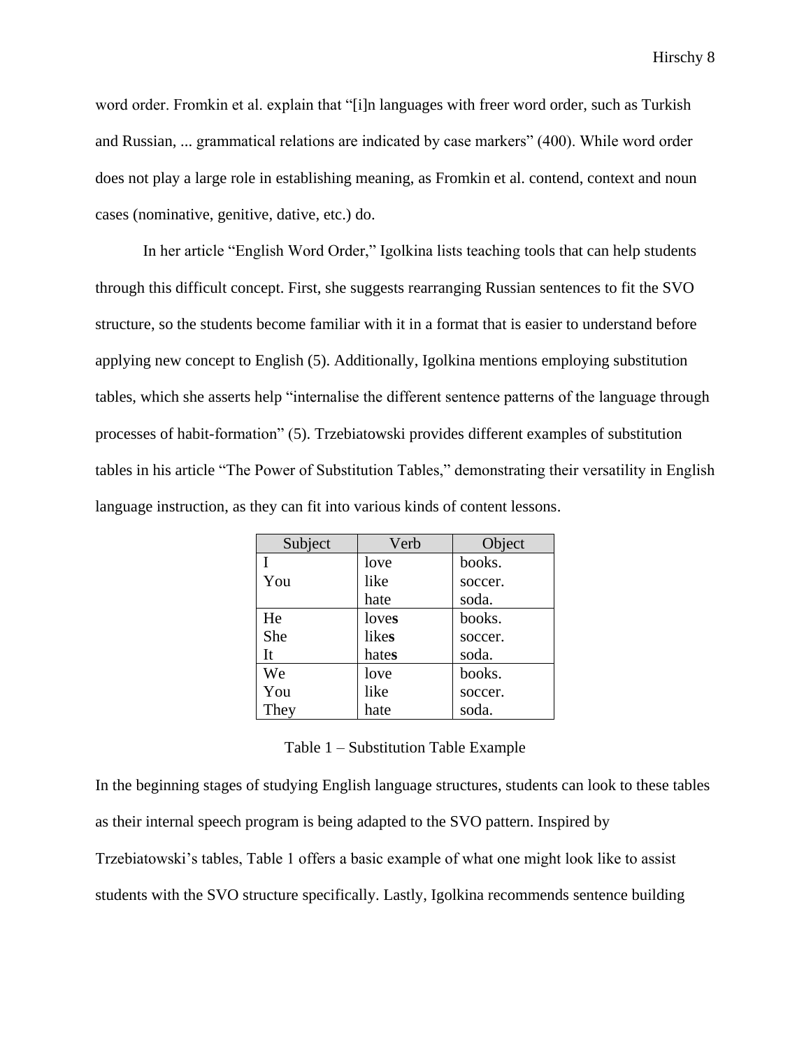word order. Fromkin et al. explain that "[i]n languages with freer word order, such as Turkish and Russian, ... grammatical relations are indicated by case markers" (400). While word order does not play a large role in establishing meaning, as Fromkin et al. contend, context and noun cases (nominative, genitive, dative, etc.) do.

In her article "English Word Order," Igolkina lists teaching tools that can help students through this difficult concept. First, she suggests rearranging Russian sentences to fit the SVO structure, so the students become familiar with it in a format that is easier to understand before applying new concept to English (5). Additionally, Igolkina mentions employing substitution tables, which she asserts help "internalise the different sentence patterns of the language through processes of habit-formation" (5). Trzebiatowski provides different examples of substitution tables in his article "The Power of Substitution Tables," demonstrating their versatility in English language instruction, as they can fit into various kinds of content lessons.

| Subject | Verb | Object |
|---|---|---|
| I<br>You | love<br>like<br>hate | books.<br>soccer.<br>soda. |
| He<br>She<br>It | love**s**<br>like**s**<br>hate**s** | books.<br>soccer.<br>soda. |
| We<br>You<br>They | love<br>like<br>hate | books.<br>soccer.<br>soda. |

Table 1 – Substitution Table Example

In the beginning stages of studying English language structures, students can look to these tables as their internal speech program is being adapted to the SVO pattern. Inspired by Trzebiatowski's tables, Table 1 offers a basic example of what one might look like to assist students with the SVO structure specifically. Lastly, Igolkina recommends sentence building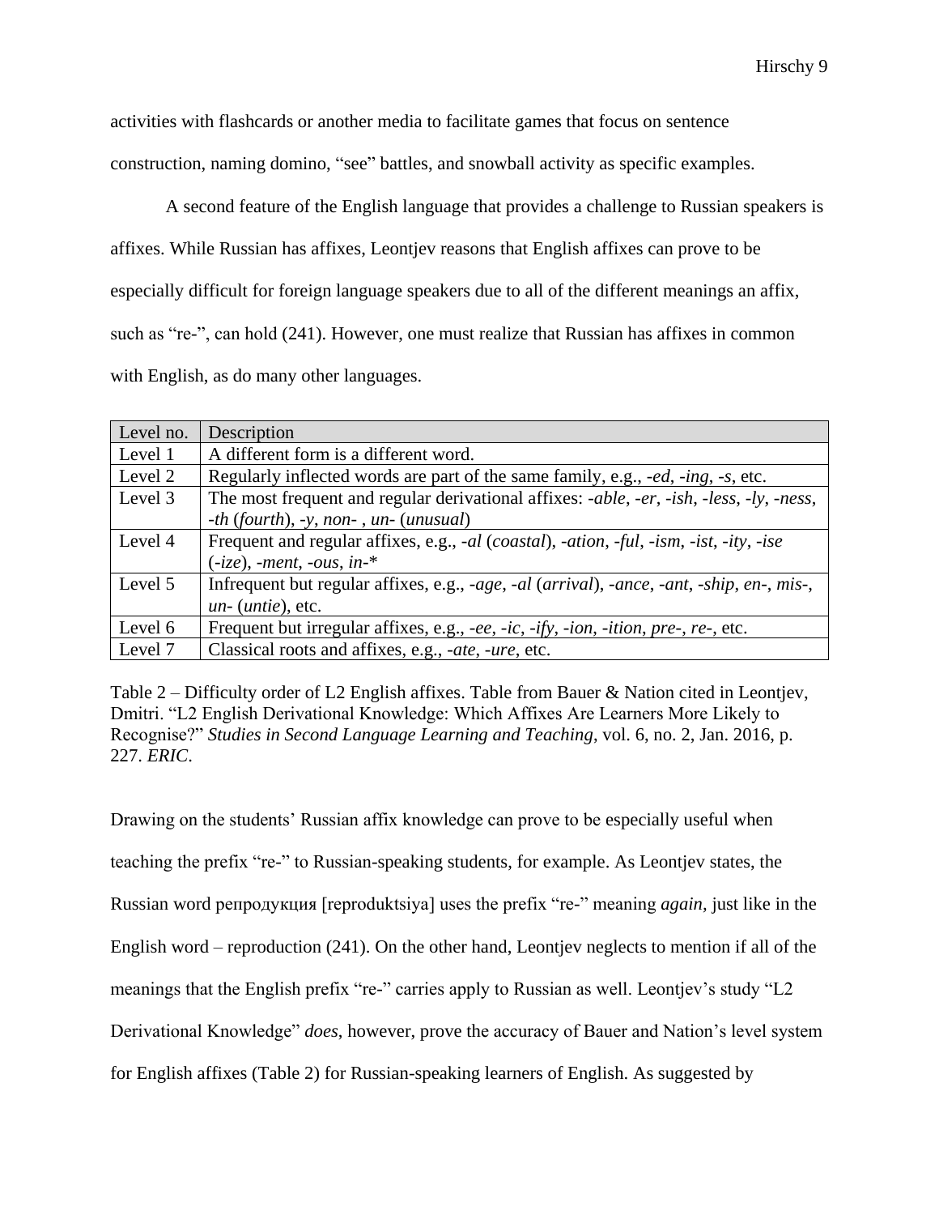activities with flashcards or another media to facilitate games that focus on sentence construction, naming domino, "see" battles, and snowball activity as specific examples.

A second feature of the English language that provides a challenge to Russian speakers is affixes. While Russian has affixes, Leontjev reasons that English affixes can prove to be especially difficult for foreign language speakers due to all of the different meanings an affix, such as "re-", can hold (241). However, one must realize that Russian has affixes in common with English, as do many other languages.

| Level no. | Description |
|---|---|
| Level 1 | A different form is a different word. |
| Level 2 | Regularly inflected words are part of the same family, e.g., *-ed*, *-ing*, *-s*, etc. |
| Level 3 | The most frequent and regular derivational affixes: *-able*, *-er*, *-ish*, *-less*, *-ly*, *-ness*, *-th* (*fourth*), *-y*, *non-* , *un-* (*unusual*) |
| Level 4 | Frequent and regular affixes, e.g., *-al* (*coastal*), *-ation*, *-ful*, *-ism*, *-ist*, *-ity*, *-ise* (*-ize*), *-ment*, *-ous*, *in-** |
| Level 5 | Infrequent but regular affixes, e.g., *-age*, *-al* (*arrival*), *-ance*, *-ant*, *-ship*, *en-*, *mis-*, *un-* (*untie*), etc. |
| Level 6 | Frequent but irregular affixes, e.g., *-ee*, *-ic*, *-ify*, *-ion*, *-ition*, *pre-*, *re-*, etc. |
| Level 7 | Classical roots and affixes, e.g., *-ate*, *-ure*, etc. |

Table 2 – Difficulty order of L2 English affixes. Table from Bauer & Nation cited in Leontjev, Dmitri. "L2 English Derivational Knowledge: Which Affixes Are Learners More Likely to Recognise?" *Studies in Second Language Learning and Teaching*, vol. 6, no. 2, Jan. 2016, p. 227. *ERIC*.

Drawing on the students' Russian affix knowledge can prove to be especially useful when teaching the prefix "re-" to Russian-speaking students, for example. As Leontjev states, the Russian word репродукция [reproduktsiya] uses the prefix "re-" meaning *again*, just like in the English word – reproduction (241). On the other hand, Leontjev neglects to mention if all of the meanings that the English prefix "re-" carries apply to Russian as well. Leontjev's study "L2 Derivational Knowledge" *does*, however, prove the accuracy of Bauer and Nation's level system for English affixes (Table 2) for Russian-speaking learners of English. As suggested by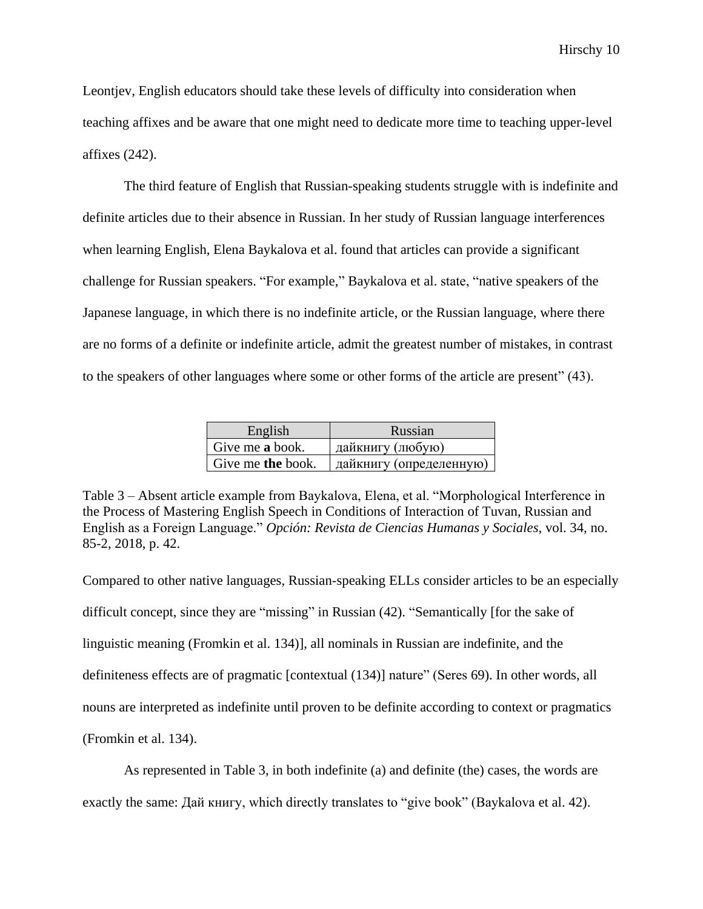Leontjev, English educators should take these levels of difficulty into consideration when teaching affixes and be aware that one might need to dedicate more time to teaching upper-level affixes (242).

The third feature of English that Russian-speaking students struggle with is indefinite and definite articles due to their absence in Russian. In her study of Russian language interferences when learning English, Elena Baykalova et al. found that articles can provide a significant challenge for Russian speakers. "For example," Baykalova et al. state, "native speakers of the Japanese language, in which there is no indefinite article, or the Russian language, where there are no forms of a definite or indefinite article, admit the greatest number of mistakes, in contrast to the speakers of other languages where some or other forms of the article are present" (43).

| English | Russian |
|---|---|
| Give me **a** book. | дайкнигу (любую) |
| Give me **the** book. | дайкнигу (определенную) |

Table 3 – Absent article example from Baykalova, Elena, et al. "Morphological Interference in the Process of Mastering English Speech in Conditions of Interaction of Tuvan, Russian and English as a Foreign Language." *Opción: Revista de Ciencias Humanas y Sociales*, vol. 34, no. 85-2, 2018, p. 42.

Compared to other native languages, Russian-speaking ELLs consider articles to be an especially difficult concept, since they are "missing" in Russian (42). "Semantically [for the sake of linguistic meaning (Fromkin et al. 134)], all nominals in Russian are indefinite, and the definiteness effects are of pragmatic [contextual (134)] nature" (Seres 69). In other words, all nouns are interpreted as indefinite until proven to be definite according to context or pragmatics (Fromkin et al. 134).

As represented in Table 3, in both indefinite (a) and definite (the) cases, the words are exactly the same: Дай книгу, which directly translates to "give book" (Baykalova et al. 42).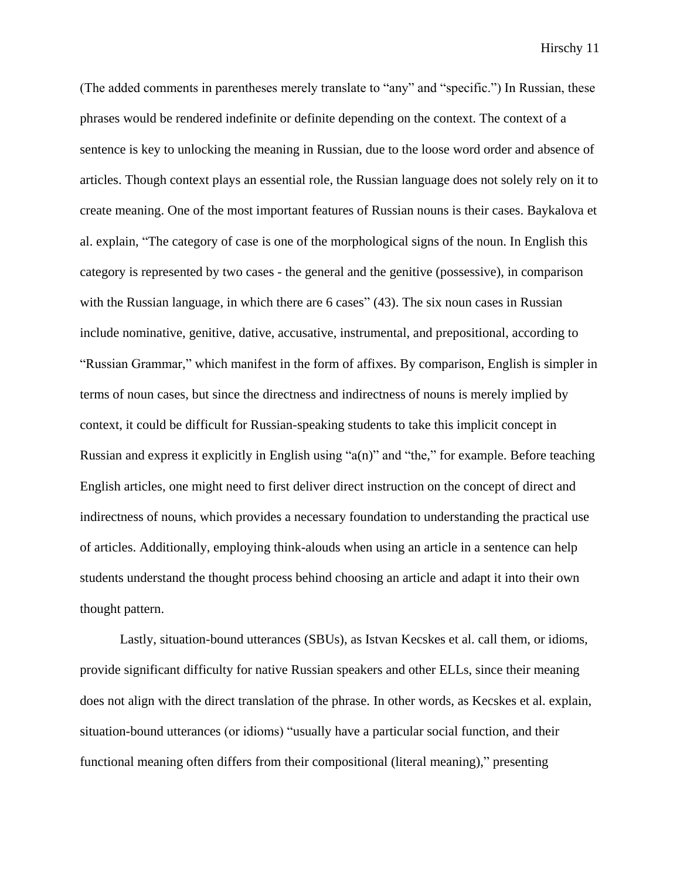(The added comments in parentheses merely translate to "any" and "specific.") In Russian, these phrases would be rendered indefinite or definite depending on the context. The context of a sentence is key to unlocking the meaning in Russian, due to the loose word order and absence of articles. Though context plays an essential role, the Russian language does not solely rely on it to create meaning. One of the most important features of Russian nouns is their cases. Baykalova et al. explain, "The category of case is one of the morphological signs of the noun. In English this category is represented by two cases - the general and the genitive (possessive), in comparison with the Russian language, in which there are 6 cases" (43). The six noun cases in Russian include nominative, genitive, dative, accusative, instrumental, and prepositional, according to "Russian Grammar," which manifest in the form of affixes. By comparison, English is simpler in terms of noun cases, but since the directness and indirectness of nouns is merely implied by context, it could be difficult for Russian-speaking students to take this implicit concept in Russian and express it explicitly in English using "a(n)" and "the," for example. Before teaching English articles, one might need to first deliver direct instruction on the concept of direct and indirectness of nouns, which provides a necessary foundation to understanding the practical use of articles. Additionally, employing think-alouds when using an article in a sentence can help students understand the thought process behind choosing an article and adapt it into their own thought pattern.

Lastly, situation-bound utterances (SBUs), as Istvan Kecskes et al. call them, or idioms, provide significant difficulty for native Russian speakers and other ELLs, since their meaning does not align with the direct translation of the phrase. In other words, as Kecskes et al. explain, situation-bound utterances (or idioms) "usually have a particular social function, and their functional meaning often differs from their compositional (literal meaning)," presenting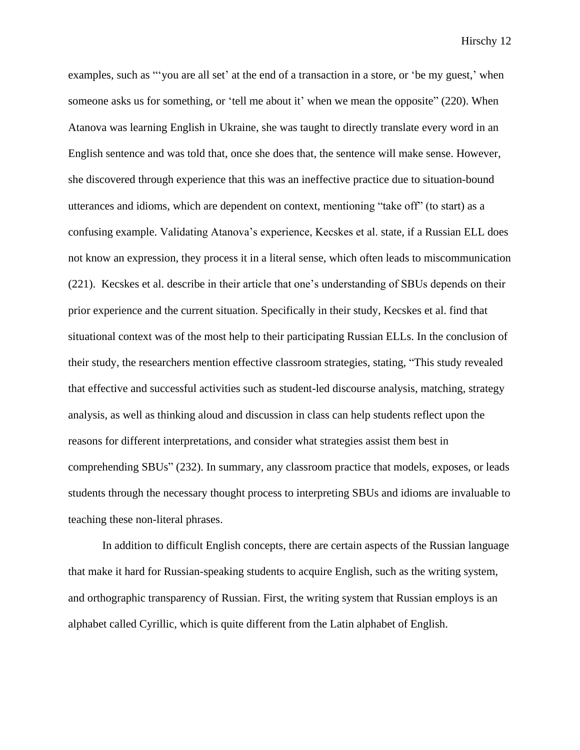examples, such as "'you are all set' at the end of a transaction in a store, or 'be my guest,' when someone asks us for something, or 'tell me about it' when we mean the opposite" (220). When Atanova was learning English in Ukraine, she was taught to directly translate every word in an English sentence and was told that, once she does that, the sentence will make sense. However, she discovered through experience that this was an ineffective practice due to situation-bound utterances and idioms, which are dependent on context, mentioning "take off" (to start) as a confusing example. Validating Atanova's experience, Kecskes et al. state, if a Russian ELL does not know an expression, they process it in a literal sense, which often leads to miscommunication (221). Kecskes et al. describe in their article that one's understanding of SBUs depends on their prior experience and the current situation. Specifically in their study, Kecskes et al. find that situational context was of the most help to their participating Russian ELLs. In the conclusion of their study, the researchers mention effective classroom strategies, stating, "This study revealed that effective and successful activities such as student-led discourse analysis, matching, strategy analysis, as well as thinking aloud and discussion in class can help students reflect upon the reasons for different interpretations, and consider what strategies assist them best in comprehending SBUs" (232). In summary, any classroom practice that models, exposes, or leads students through the necessary thought process to interpreting SBUs and idioms are invaluable to teaching these non-literal phrases.

In addition to difficult English concepts, there are certain aspects of the Russian language that make it hard for Russian-speaking students to acquire English, such as the writing system, and orthographic transparency of Russian. First, the writing system that Russian employs is an alphabet called Cyrillic, which is quite different from the Latin alphabet of English.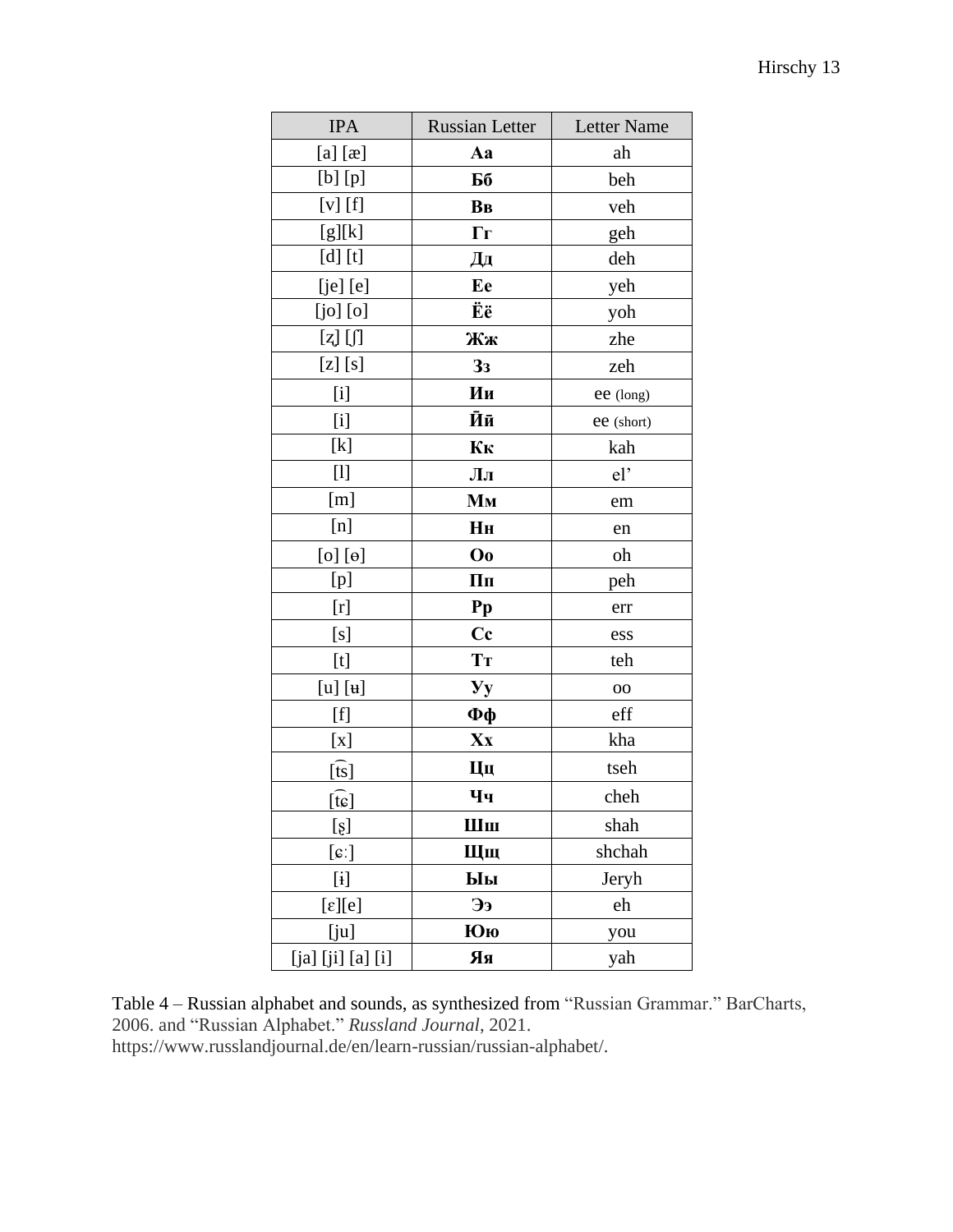| IPA | Russian Letter | Letter Name |
|---|---|---|
| [a] [æ] | **Аа** | ah |
| [b] [p] | **Бб** | beh |
| [v] [f] | **Вв** | veh |
| [g][k] | **Гг** | geh |
| [d] [t] | **Дд** | deh |
| [je] [e] | **Ее** | yeh |
| [jo] [o] | **Ёё** | yoh |
| [ʐ] [ʃ] | **Жж** | zhe |
| [z] [s] | **Зз** | zeh |
| [i] | **Ии** | ee (long) |
| [i] | **Йй** | ee (short) |
| [k] | **Кк** | kah |
| [l] | **Лл** | el' |
| [m] | **Мм** | em |
| [n] | **Нн** | en |
| [o] [ɵ] | **Оо** | oh |
| [p] | **Пп** | peh |
| [r] | **Рр** | err |
| [s] | **Сс** | ess |
| [t] | **Тт** | teh |
| [u] [ʉ] | **Уу** | oo |
| [f] | **Фф** | eff |
| [x] | **Хх** | kha |
| [t͡s] | **Цц** | tseh |
| [t͡ɕ] | **Чч** | cheh |
| [ʂ] | **Шш** | shah |
| [ɕː] | **Щщ** | shchah |
| [ɨ] | **Ыы** | Jeryh |
| [ɛ][e] | **Ээ** | eh |
| [ju] | **Юю** | you |
| [ja] [ji] [a] [i] | **Яя** | yah |

Table 4 – Russian alphabet and sounds, as synthesized from "Russian Grammar." BarCharts, 2006. and "Russian Alphabet." *Russland Journal*, 2021. https://www.russlandjournal.de/en/learn-russian/russian-alphabet/.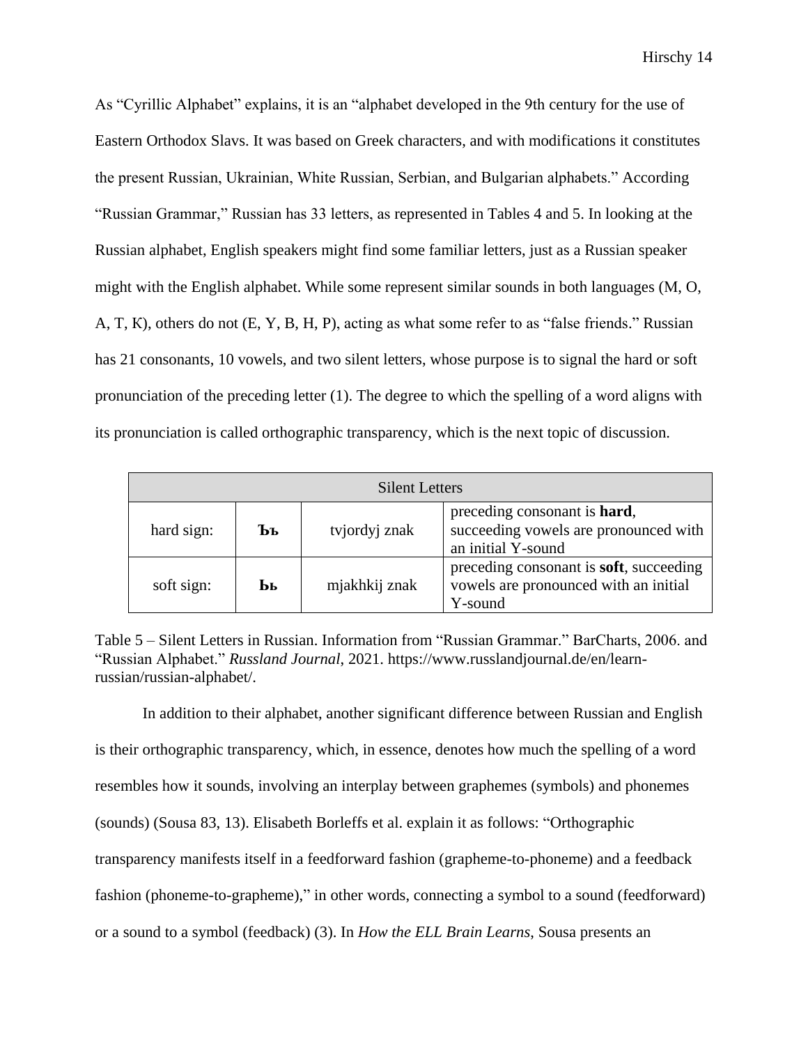As “Cyrillic Alphabet” explains, it is an “alphabet developed in the 9th century for the use of Eastern Orthodox Slavs. It was based on Greek characters, and with modifications it constitutes the present Russian, Ukrainian, White Russian, Serbian, and Bulgarian alphabets.” According “Russian Grammar,” Russian has 33 letters, as represented in Tables 4 and 5. In looking at the Russian alphabet, English speakers might find some familiar letters, just as a Russian speaker might with the English alphabet. While some represent similar sounds in both languages (M, O, A, T, K), others do not (E, Y, B, H, P), acting as what some refer to as “false friends.” Russian has 21 consonants, 10 vowels, and two silent letters, whose purpose is to signal the hard or soft pronunciation of the preceding letter (1). The degree to which the spelling of a word aligns with its pronunciation is called orthographic transparency, which is the next topic of discussion.

| Silent Letters | | | |
|---|---|---|---|
| hard sign: | **Ъъ** | tvjordyj znak | preceding consonant is **hard**, succeeding vowels are pronounced with an initial Y-sound |
| soft sign: | **Ьь** | mjakhkij znak | preceding consonant is **soft**, succeeding vowels are pronounced with an initial Y-sound |

Table 5 – Silent Letters in Russian. Information from “Russian Grammar.” BarCharts, 2006. and “Russian Alphabet.” *Russland Journal*, 2021. https://www.russlandjournal.de/en/learn-russian/russian-alphabet/.

In addition to their alphabet, another significant difference between Russian and English is their orthographic transparency, which, in essence, denotes how much the spelling of a word resembles how it sounds, involving an interplay between graphemes (symbols) and phonemes (sounds) (Sousa 83, 13). Elisabeth Borleffs et al. explain it as follows: “Orthographic transparency manifests itself in a feedforward fashion (grapheme-to-phoneme) and a feedback fashion (phoneme-to-grapheme),” in other words, connecting a symbol to a sound (feedforward) or a sound to a symbol (feedback) (3). In *How the ELL Brain Learns*, Sousa presents an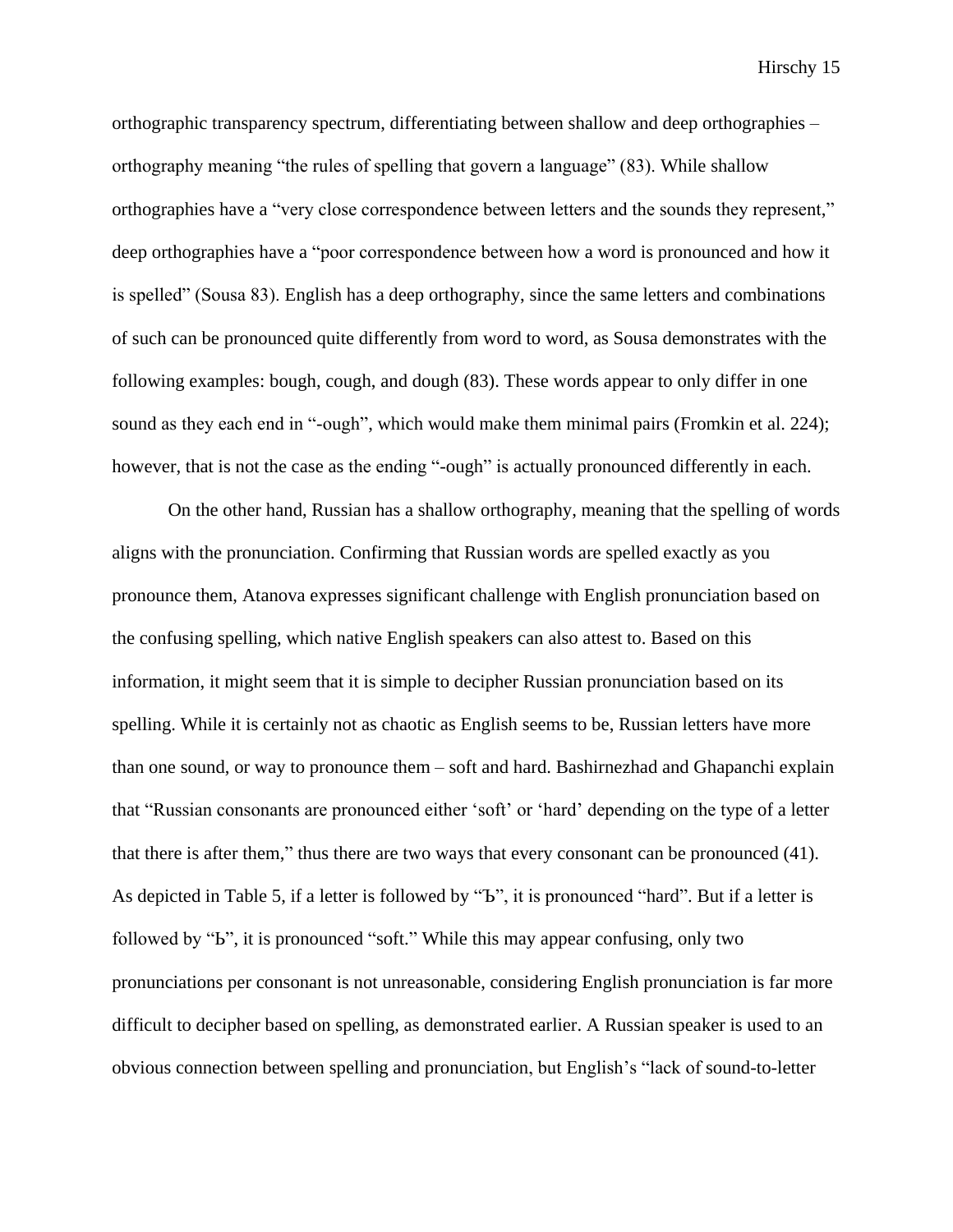orthographic transparency spectrum, differentiating between shallow and deep orthographies – orthography meaning "the rules of spelling that govern a language" (83). While shallow orthographies have a "very close correspondence between letters and the sounds they represent," deep orthographies have a "poor correspondence between how a word is pronounced and how it is spelled" (Sousa 83). English has a deep orthography, since the same letters and combinations of such can be pronounced quite differently from word to word, as Sousa demonstrates with the following examples: bough, cough, and dough (83). These words appear to only differ in one sound as they each end in "-ough", which would make them minimal pairs (Fromkin et al. 224); however, that is not the case as the ending "-ough" is actually pronounced differently in each.

On the other hand, Russian has a shallow orthography, meaning that the spelling of words aligns with the pronunciation. Confirming that Russian words are spelled exactly as you pronounce them, Atanova expresses significant challenge with English pronunciation based on the confusing spelling, which native English speakers can also attest to. Based on this information, it might seem that it is simple to decipher Russian pronunciation based on its spelling. While it is certainly not as chaotic as English seems to be, Russian letters have more than one sound, or way to pronounce them – soft and hard. Bashirnezhad and Ghapanchi explain that "Russian consonants are pronounced either 'soft' or 'hard' depending on the type of a letter that there is after them," thus there are two ways that every consonant can be pronounced (41). As depicted in Table 5, if a letter is followed by "Ъ", it is pronounced "hard". But if a letter is followed by "Ь", it is pronounced "soft." While this may appear confusing, only two pronunciations per consonant is not unreasonable, considering English pronunciation is far more difficult to decipher based on spelling, as demonstrated earlier. A Russian speaker is used to an obvious connection between spelling and pronunciation, but English's "lack of sound-to-letter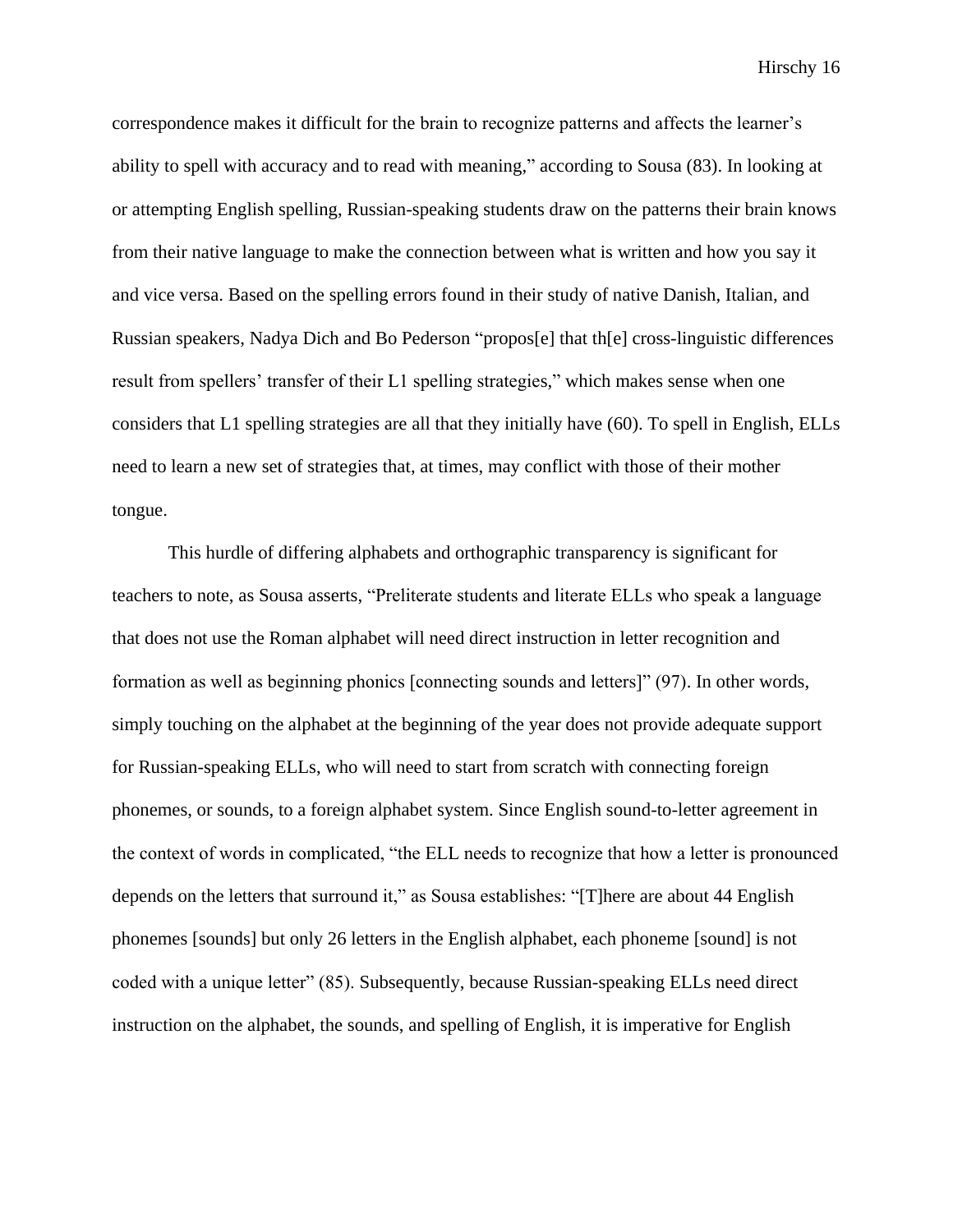correspondence makes it difficult for the brain to recognize patterns and affects the learner's ability to spell with accuracy and to read with meaning," according to Sousa (83). In looking at or attempting English spelling, Russian-speaking students draw on the patterns their brain knows from their native language to make the connection between what is written and how you say it and vice versa. Based on the spelling errors found in their study of native Danish, Italian, and Russian speakers, Nadya Dich and Bo Pederson "propos[e] that th[e] cross-linguistic differences result from spellers' transfer of their L1 spelling strategies," which makes sense when one considers that L1 spelling strategies are all that they initially have (60). To spell in English, ELLs need to learn a new set of strategies that, at times, may conflict with those of their mother tongue.

This hurdle of differing alphabets and orthographic transparency is significant for teachers to note, as Sousa asserts, "Preliterate students and literate ELLs who speak a language that does not use the Roman alphabet will need direct instruction in letter recognition and formation as well as beginning phonics [connecting sounds and letters]" (97). In other words, simply touching on the alphabet at the beginning of the year does not provide adequate support for Russian-speaking ELLs, who will need to start from scratch with connecting foreign phonemes, or sounds, to a foreign alphabet system. Since English sound-to-letter agreement in the context of words in complicated, "the ELL needs to recognize that how a letter is pronounced depends on the letters that surround it," as Sousa establishes: "[T]here are about 44 English phonemes [sounds] but only 26 letters in the English alphabet, each phoneme [sound] is not coded with a unique letter" (85). Subsequently, because Russian-speaking ELLs need direct instruction on the alphabet, the sounds, and spelling of English, it is imperative for English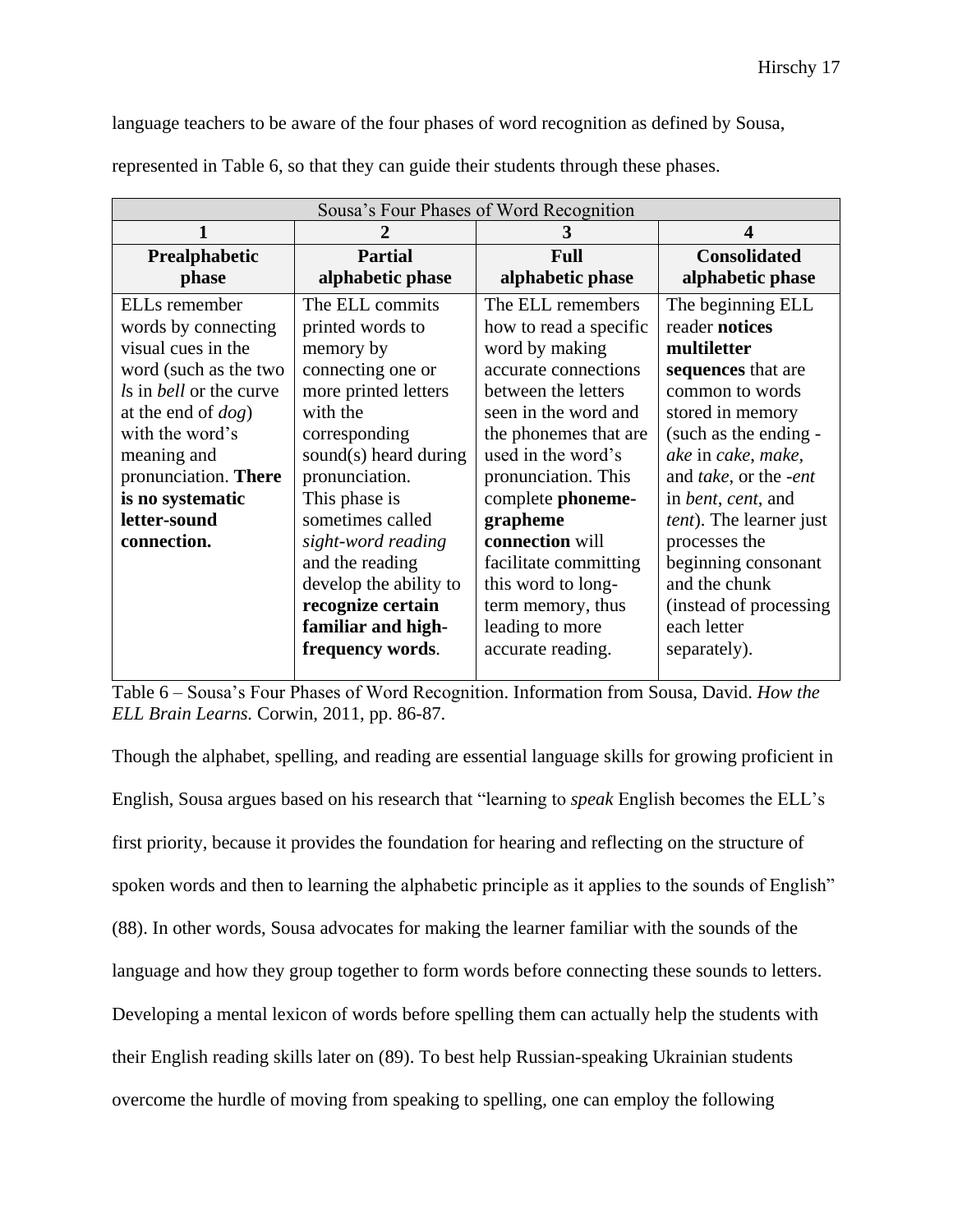language teachers to be aware of the four phases of word recognition as defined by Sousa, represented in Table 6, so that they can guide their students through these phases.

| Sousa's Four Phases of Word Recognition | | | |
|---|---|---|---|
| **1** | **2** | **3** | **4** |
| **Prealphabetic phase** | **Partial alphabetic phase** | **Full alphabetic phase** | **Consolidated alphabetic phase** |
| ELLs remember words by connecting visual cues in the word (such as the two *l*s in *bell* or the curve at the end of *dog*) with the word's meaning and pronunciation. **There is no systematic letter-sound connection.** | The ELL commits printed words to memory by connecting one or more printed letters with the corresponding sound(s) heard during pronunciation. This phase is sometimes called *sight-word reading* and the reading develop the ability to **recognize certain familiar and high-frequency words**. | The ELL remembers how to read a specific word by making accurate connections between the letters seen in the word and the phonemes that are used in the word's pronunciation. This complete **phoneme-grapheme connection** will facilitate committing this word to long-term memory, thus leading to more accurate reading. | The beginning ELL reader **notices multiletter sequences** that are common to words stored in memory (such as the ending -*ake* in *cake*, *make*, and *take*, or the -*ent* in *bent*, *cent*, and *tent*). The learner just processes the beginning consonant and the chunk (instead of processing each letter separately). |

Table 6 – Sousa's Four Phases of Word Recognition. Information from Sousa, David. *How the ELL Brain Learns.* Corwin, 2011, pp. 86-87.

Though the alphabet, spelling, and reading are essential language skills for growing proficient in English, Sousa argues based on his research that "learning to *speak* English becomes the ELL's first priority, because it provides the foundation for hearing and reflecting on the structure of spoken words and then to learning the alphabetic principle as it applies to the sounds of English" (88). In other words, Sousa advocates for making the learner familiar with the sounds of the language and how they group together to form words before connecting these sounds to letters. Developing a mental lexicon of words before spelling them can actually help the students with their English reading skills later on (89). To best help Russian-speaking Ukrainian students overcome the hurdle of moving from speaking to spelling, one can employ the following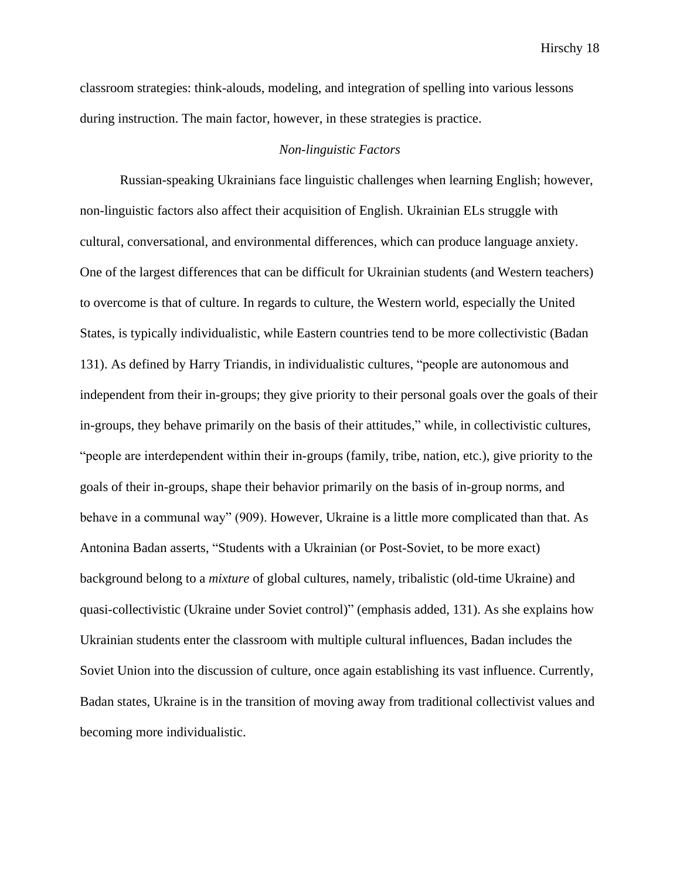classroom strategies: think-alouds, modeling, and integration of spelling into various lessons during instruction. The main factor, however, in these strategies is practice.

### *Non-linguistic Factors*

Russian-speaking Ukrainians face linguistic challenges when learning English; however, non-linguistic factors also affect their acquisition of English. Ukrainian ELs struggle with cultural, conversational, and environmental differences, which can produce language anxiety. One of the largest differences that can be difficult for Ukrainian students (and Western teachers) to overcome is that of culture. In regards to culture, the Western world, especially the United States, is typically individualistic, while Eastern countries tend to be more collectivistic (Badan 131). As defined by Harry Triandis, in individualistic cultures, "people are autonomous and independent from their in-groups; they give priority to their personal goals over the goals of their in-groups, they behave primarily on the basis of their attitudes," while, in collectivistic cultures, "people are interdependent within their in-groups (family, tribe, nation, etc.), give priority to the goals of their in-groups, shape their behavior primarily on the basis of in-group norms, and behave in a communal way" (909). However, Ukraine is a little more complicated than that. As Antonina Badan asserts, "Students with a Ukrainian (or Post-Soviet, to be more exact) background belong to a *mixture* of global cultures, namely, tribalistic (old-time Ukraine) and quasi-collectivistic (Ukraine under Soviet control)" (emphasis added, 131). As she explains how Ukrainian students enter the classroom with multiple cultural influences, Badan includes the Soviet Union into the discussion of culture, once again establishing its vast influence. Currently, Badan states, Ukraine is in the transition of moving away from traditional collectivist values and becoming more individualistic.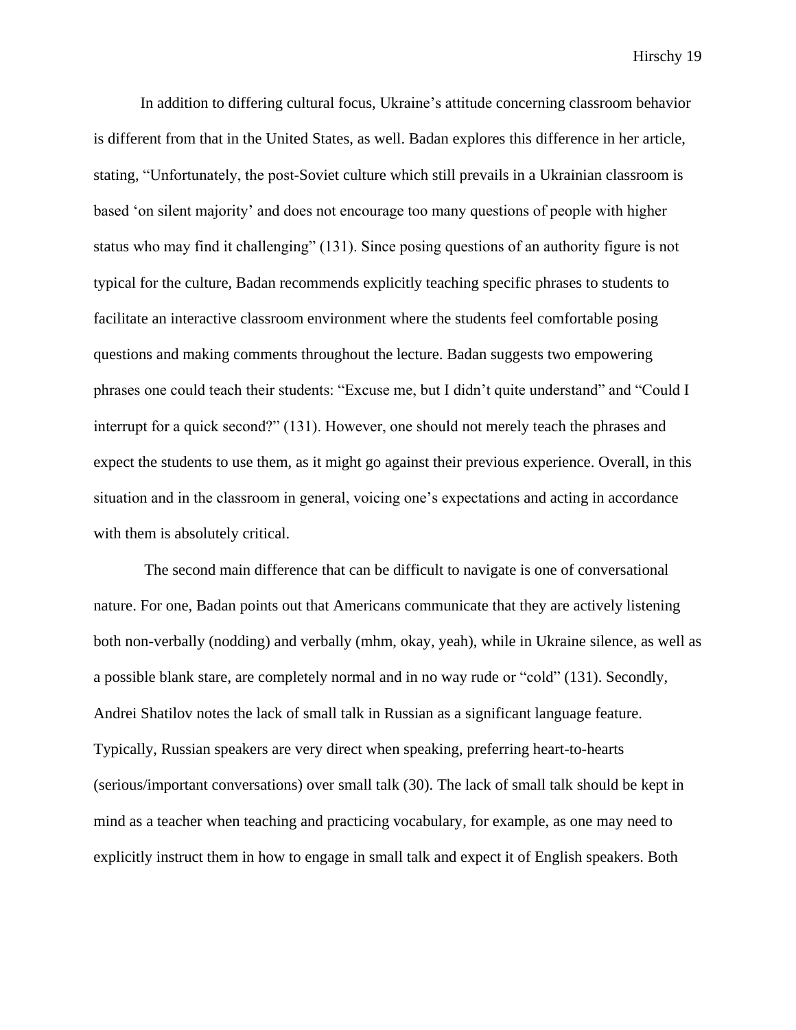In addition to differing cultural focus, Ukraine's attitude concerning classroom behavior is different from that in the United States, as well. Badan explores this difference in her article, stating, "Unfortunately, the post-Soviet culture which still prevails in a Ukrainian classroom is based 'on silent majority' and does not encourage too many questions of people with higher status who may find it challenging" (131). Since posing questions of an authority figure is not typical for the culture, Badan recommends explicitly teaching specific phrases to students to facilitate an interactive classroom environment where the students feel comfortable posing questions and making comments throughout the lecture. Badan suggests two empowering phrases one could teach their students: "Excuse me, but I didn't quite understand" and "Could I interrupt for a quick second?" (131). However, one should not merely teach the phrases and expect the students to use them, as it might go against their previous experience. Overall, in this situation and in the classroom in general, voicing one's expectations and acting in accordance with them is absolutely critical.

The second main difference that can be difficult to navigate is one of conversational nature. For one, Badan points out that Americans communicate that they are actively listening both non-verbally (nodding) and verbally (mhm, okay, yeah), while in Ukraine silence, as well as a possible blank stare, are completely normal and in no way rude or "cold" (131). Secondly, Andrei Shatilov notes the lack of small talk in Russian as a significant language feature. Typically, Russian speakers are very direct when speaking, preferring heart-to-hearts (serious/important conversations) over small talk (30). The lack of small talk should be kept in mind as a teacher when teaching and practicing vocabulary, for example, as one may need to explicitly instruct them in how to engage in small talk and expect it of English speakers. Both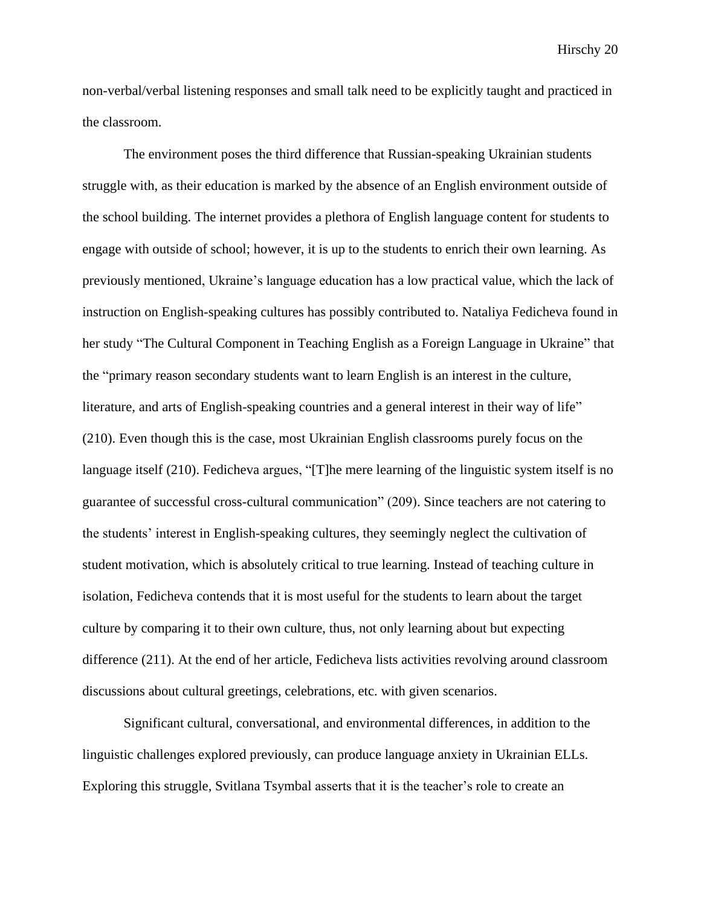non-verbal/verbal listening responses and small talk need to be explicitly taught and practiced in the classroom.

The environment poses the third difference that Russian-speaking Ukrainian students struggle with, as their education is marked by the absence of an English environment outside of the school building. The internet provides a plethora of English language content for students to engage with outside of school; however, it is up to the students to enrich their own learning. As previously mentioned, Ukraine's language education has a low practical value, which the lack of instruction on English-speaking cultures has possibly contributed to. Nataliya Fedicheva found in her study "The Cultural Component in Teaching English as a Foreign Language in Ukraine" that the "primary reason secondary students want to learn English is an interest in the culture, literature, and arts of English-speaking countries and a general interest in their way of life" (210). Even though this is the case, most Ukrainian English classrooms purely focus on the language itself (210). Fedicheva argues, "[T]he mere learning of the linguistic system itself is no guarantee of successful cross-cultural communication" (209). Since teachers are not catering to the students' interest in English-speaking cultures, they seemingly neglect the cultivation of student motivation, which is absolutely critical to true learning. Instead of teaching culture in isolation, Fedicheva contends that it is most useful for the students to learn about the target culture by comparing it to their own culture, thus, not only learning about but expecting difference (211). At the end of her article, Fedicheva lists activities revolving around classroom discussions about cultural greetings, celebrations, etc. with given scenarios.

Significant cultural, conversational, and environmental differences, in addition to the linguistic challenges explored previously, can produce language anxiety in Ukrainian ELLs. Exploring this struggle, Svitlana Tsymbal asserts that it is the teacher's role to create an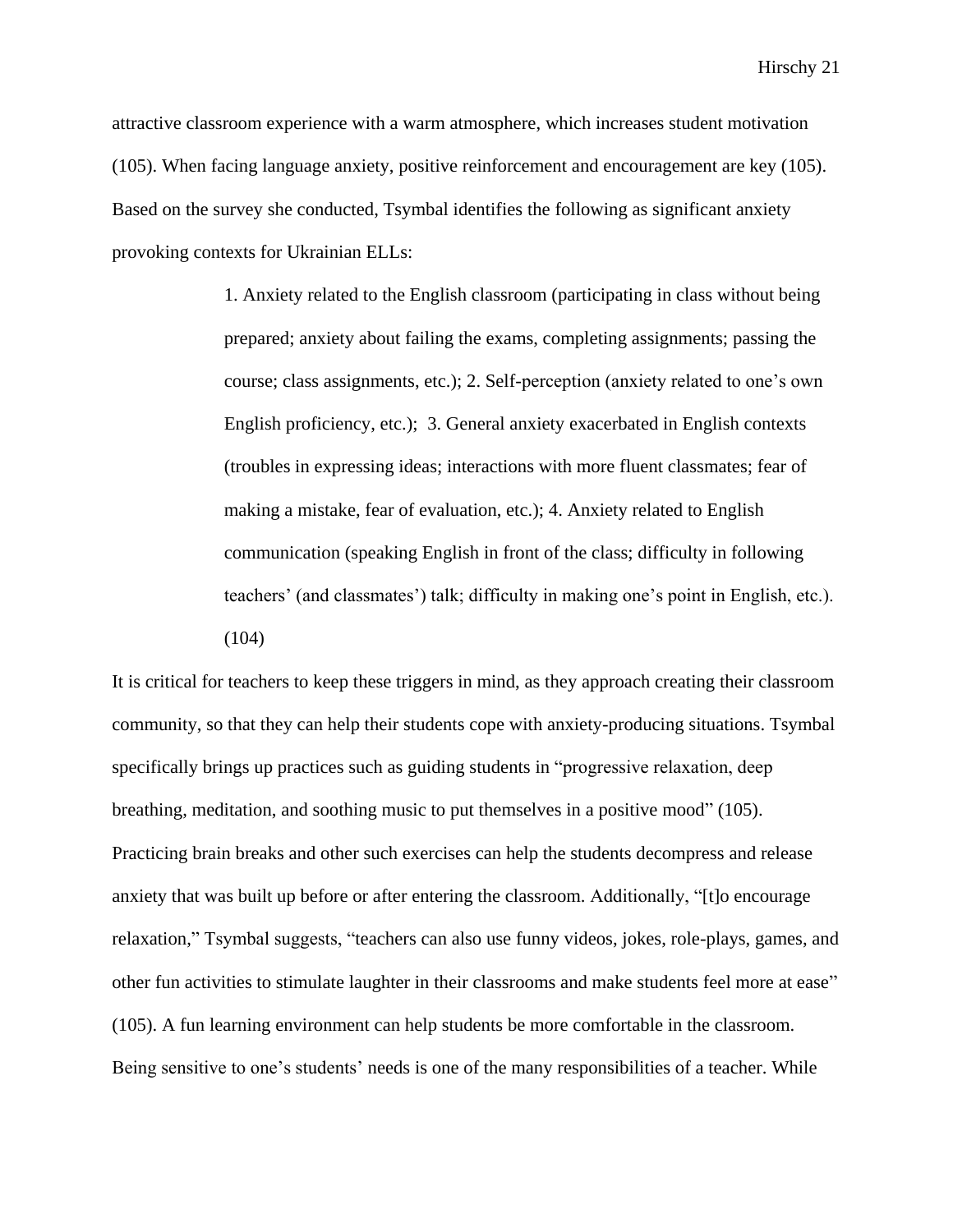attractive classroom experience with a warm atmosphere, which increases student motivation (105). When facing language anxiety, positive reinforcement and encouragement are key (105). Based on the survey she conducted, Tsymbal identifies the following as significant anxiety provoking contexts for Ukrainian ELLs:

> 1. Anxiety related to the English classroom (participating in class without being prepared; anxiety about failing the exams, completing assignments; passing the course; class assignments, etc.); 2. Self-perception (anxiety related to one's own English proficiency, etc.); 3. General anxiety exacerbated in English contexts (troubles in expressing ideas; interactions with more fluent classmates; fear of making a mistake, fear of evaluation, etc.); 4. Anxiety related to English communication (speaking English in front of the class; difficulty in following teachers' (and classmates') talk; difficulty in making one's point in English, etc.). (104)

It is critical for teachers to keep these triggers in mind, as they approach creating their classroom community, so that they can help their students cope with anxiety-producing situations. Tsymbal specifically brings up practices such as guiding students in "progressive relaxation, deep breathing, meditation, and soothing music to put themselves in a positive mood" (105). Practicing brain breaks and other such exercises can help the students decompress and release anxiety that was built up before or after entering the classroom. Additionally, "[t]o encourage relaxation," Tsymbal suggests, "teachers can also use funny videos, jokes, role-plays, games, and other fun activities to stimulate laughter in their classrooms and make students feel more at ease" (105). A fun learning environment can help students be more comfortable in the classroom. Being sensitive to one's students' needs is one of the many responsibilities of a teacher. While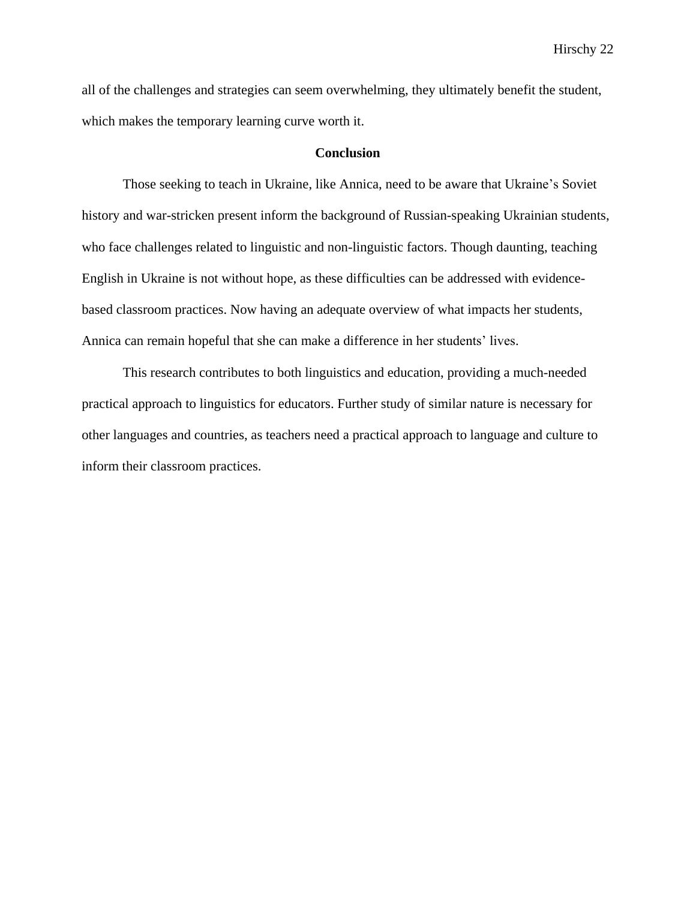all of the challenges and strategies can seem overwhelming, they ultimately benefit the student, which makes the temporary learning curve worth it.

## Conclusion

Those seeking to teach in Ukraine, like Annica, need to be aware that Ukraine's Soviet history and war-stricken present inform the background of Russian-speaking Ukrainian students, who face challenges related to linguistic and non-linguistic factors. Though daunting, teaching English in Ukraine is not without hope, as these difficulties can be addressed with evidence-based classroom practices. Now having an adequate overview of what impacts her students, Annica can remain hopeful that she can make a difference in her students' lives.

This research contributes to both linguistics and education, providing a much-needed practical approach to linguistics for educators. Further study of similar nature is necessary for other languages and countries, as teachers need a practical approach to language and culture to inform their classroom practices.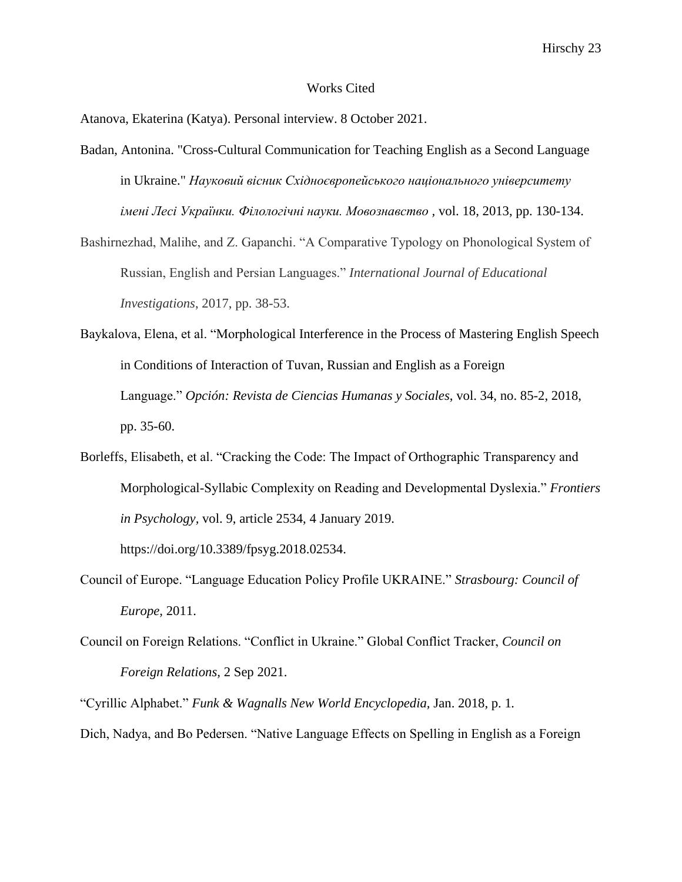# Works Cited

Atanova, Ekaterina (Katya). Personal interview. 8 October 2021.

Badan, Antonina. "Cross-Cultural Communication for Teaching English as a Second Language in Ukraine." *Науковий вісник Східноєвропейського національного університету імені Лесі Українки. Філологічні науки. Мовознавство* , vol. 18, 2013, pp. 130-134.

Bashirnezhad, Malihe, and Z. Gapanchi. "A Comparative Typology on Phonological System of Russian, English and Persian Languages." *International Journal of Educational Investigations*, 2017, pp. 38-53.

Baykalova, Elena, et al. "Morphological Interference in the Process of Mastering English Speech in Conditions of Interaction of Tuvan, Russian and English as a Foreign Language." *Opción: Revista de Ciencias Humanas y Sociales*, vol. 34, no. 85-2, 2018, pp. 35-60.

Borleffs, Elisabeth, et al. "Cracking the Code: The Impact of Orthographic Transparency and Morphological-Syllabic Complexity on Reading and Developmental Dyslexia." *Frontiers in Psychology,* vol. 9, article 2534, 4 January 2019. https://doi.org/10.3389/fpsyg.2018.02534.

Council of Europe. "Language Education Policy Profile UKRAINE." *Strasbourg: Council of Europe,* 2011.

Council on Foreign Relations. "Conflict in Ukraine." Global Conflict Tracker, *Council on Foreign Relations,* 2 Sep 2021.

"Cyrillic Alphabet." *Funk & Wagnalls New World Encyclopedia,* Jan. 2018, p. 1.

Dich, Nadya, and Bo Pedersen. "Native Language Effects on Spelling in English as a Foreign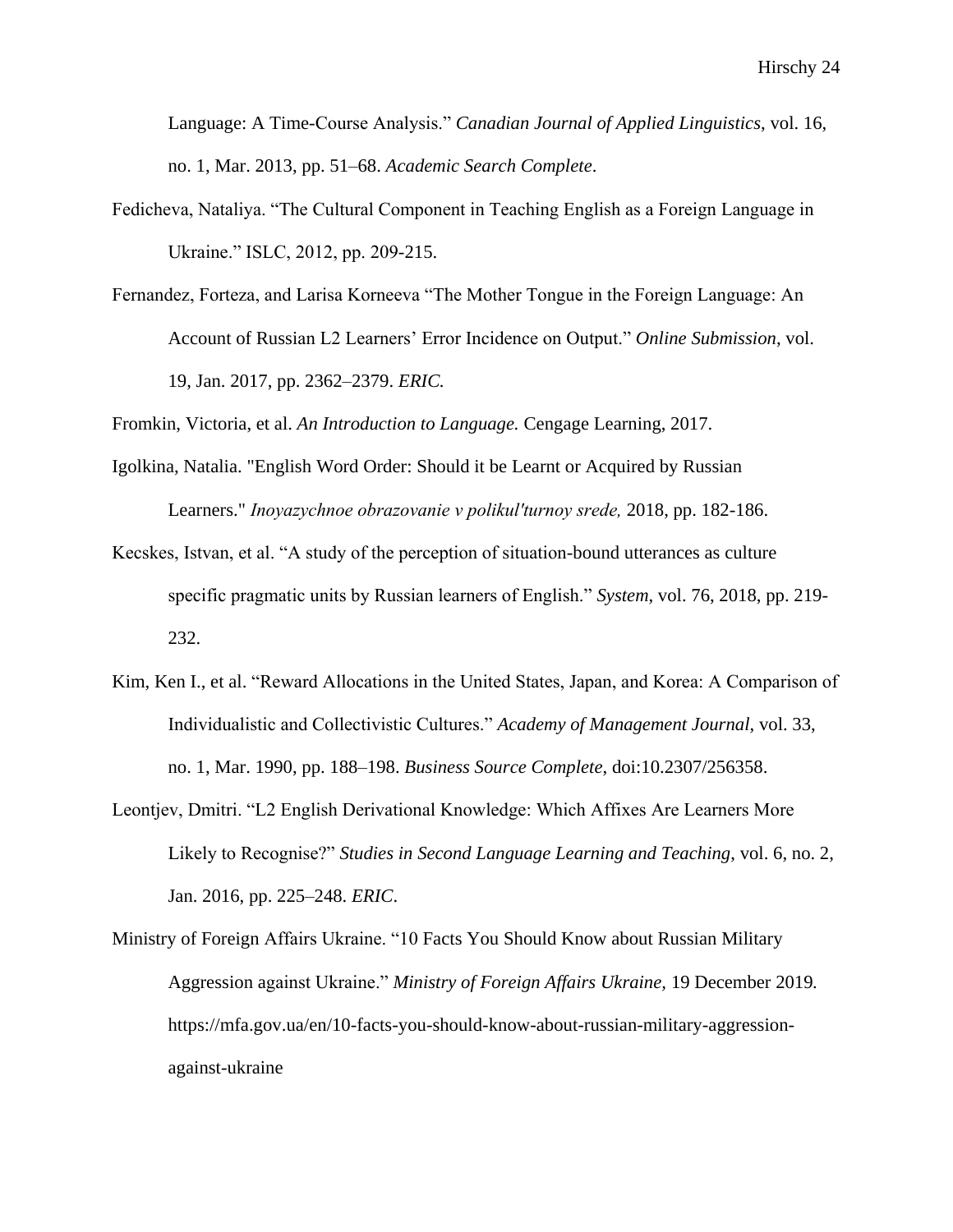Language: A Time-Course Analysis." *Canadian Journal of Applied Linguistics*, vol. 16, no. 1, Mar. 2013, pp. 51–68. *Academic Search Complete*.

Fedicheva, Nataliya. "The Cultural Component in Teaching English as a Foreign Language in Ukraine." ISLC, 2012, pp. 209-215.

Fernandez, Forteza, and Larisa Korneeva "The Mother Tongue in the Foreign Language: An Account of Russian L2 Learners' Error Incidence on Output." *Online Submission*, vol. 19, Jan. 2017, pp. 2362–2379. *ERIC.*

Fromkin, Victoria, et al. *An Introduction to Language.* Cengage Learning, 2017.

Igolkina, Natalia. "English Word Order: Should it be Learnt or Acquired by Russian Learners." *Inoyazychnoe obrazovanie v polikul'turnoy srede,* 2018, pp. 182-186.

Kecskes, Istvan, et al. "A study of the perception of situation-bound utterances as culture specific pragmatic units by Russian learners of English." *System*, vol. 76, 2018, pp. 219-232.

Kim, Ken I., et al. "Reward Allocations in the United States, Japan, and Korea: A Comparison of Individualistic and Collectivistic Cultures." *Academy of Management Journal*, vol. 33, no. 1, Mar. 1990, pp. 188–198. *Business Source Complete*, doi:10.2307/256358.

Leontjev, Dmitri. "L2 English Derivational Knowledge: Which Affixes Are Learners More Likely to Recognise?" *Studies in Second Language Learning and Teaching*, vol. 6, no. 2, Jan. 2016, pp. 225–248. *ERIC*.

Ministry of Foreign Affairs Ukraine. "10 Facts You Should Know about Russian Military Aggression against Ukraine." *Ministry of Foreign Affairs Ukraine*, 19 December 2019. https://mfa.gov.ua/en/10-facts-you-should-know-about-russian-military-aggression-against-ukraine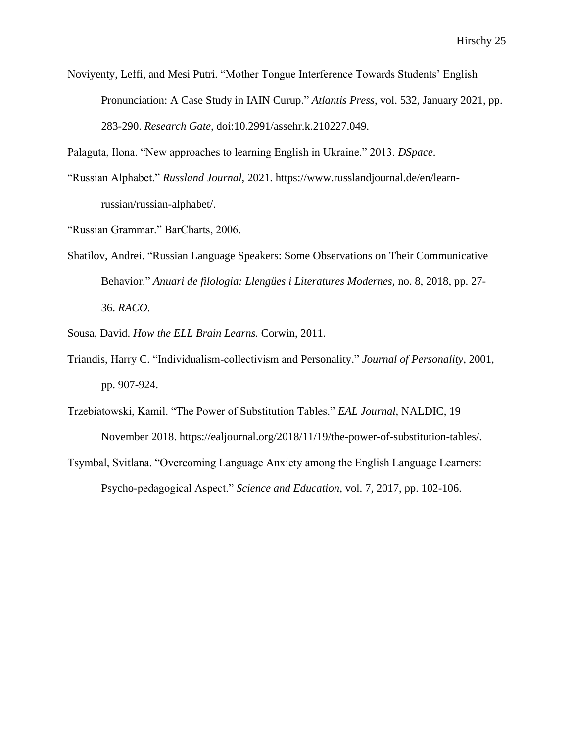Noviyenty, Leffi, and Mesi Putri. "Mother Tongue Interference Towards Students' English Pronunciation: A Case Study in IAIN Curup." *Atlantis Press*, vol. 532, January 2021, pp. 283-290. *Research Gate*, doi:10.2991/assehr.k.210227.049.

Palaguta, Ilona. "New approaches to learning English in Ukraine." 2013. *DSpace*.

"Russian Alphabet." *Russland Journal*, 2021. https://www.russlandjournal.de/en/learn-russian/russian-alphabet/.

"Russian Grammar." BarCharts, 2006.

Shatilov, Andrei. "Russian Language Speakers: Some Observations on Their Communicative Behavior." *Anuari de filologia: Llengües i Literatures Modernes*, no. 8, 2018, pp. 27-36. *RACO*.

Sousa, David. *How the ELL Brain Learns.* Corwin, 2011.

Triandis, Harry C. "Individualism-collectivism and Personality." *Journal of Personality*, 2001, pp. 907-924.

Trzebiatowski, Kamil. "The Power of Substitution Tables." *EAL Journal*, NALDIC, 19 November 2018. https://ealjournal.org/2018/11/19/the-power-of-substitution-tables/.

Tsymbal, Svitlana. "Overcoming Language Anxiety among the English Language Learners: Psycho-pedagogical Aspect." *Science and Education*, vol. 7, 2017, pp. 102-106.